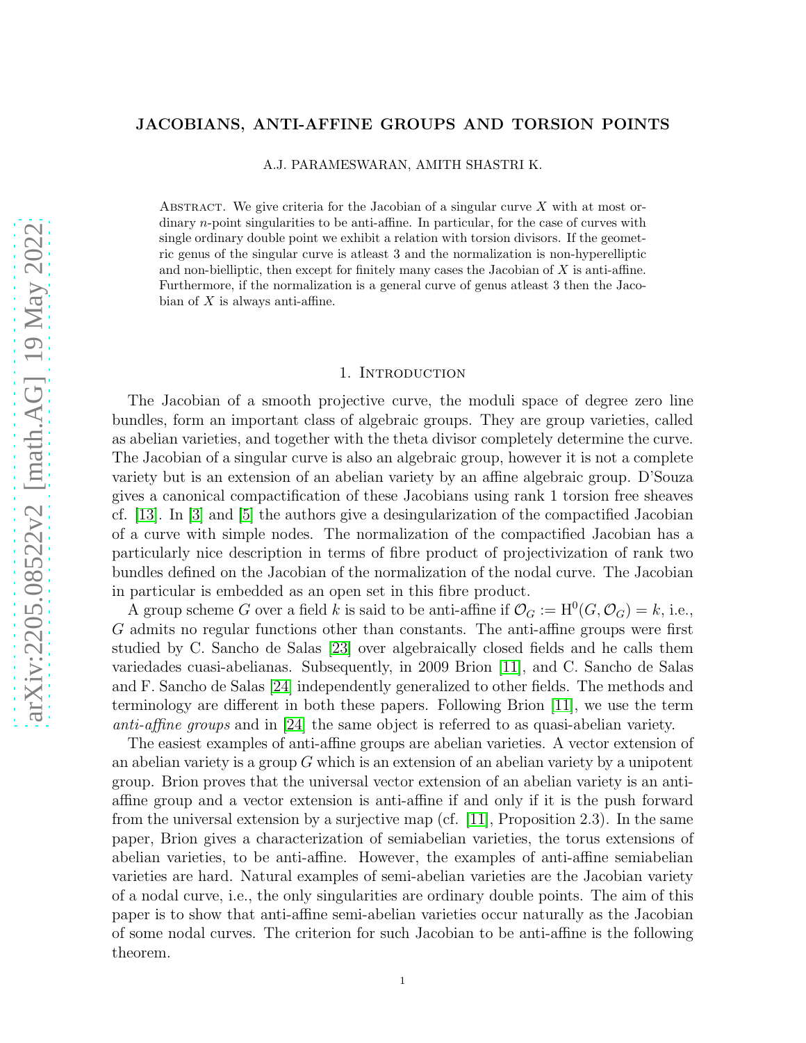# JACOBIANS, ANTI-AFFINE GROUPS AND TORSION POINTS

A.J. PARAMESWARAN, AMITH SHASTRI K.

Abstract. We give criteria for the Jacobian of a singular curve $X$ with at most ordinary $n$-point singularities to be anti-affine. In particular, for the case of curves with single ordinary double point we exhibit a relation with torsion divisors. If the geometric genus of the singular curve is atleast 3 and the normalization is non-hyperelliptic and non-bielliptic, then except for finitely many cases the Jacobian of $X$ is anti-affine. Furthermore, if the normalization is a general curve of genus atleast 3 then the Jacobian of $X$ is always anti-affine.

## 1. Introduction

The Jacobian of a smooth projective curve, the moduli space of degree zero line bundles, form an important class of algebraic groups. They are group varieties, called as abelian varieties, and together with the theta divisor completely determine the curve. The Jacobian of a singular curve is also an algebraic group, however it is not a complete variety but is an extension of an abelian variety by an affine algebraic group. D'Souza gives a canonical compactification of these Jacobians using rank 1 torsion free sheaves cf. [13]. In [3] and [5] the authors give a desingularization of the compactified Jacobian of a curve with simple nodes. The normalization of the compactified Jacobian has a particularly nice description in terms of fibre product of projectivization of rank two bundles defined on the Jacobian of the normalization of the nodal curve. The Jacobian in particular is embedded as an open set in this fibre product.

A group scheme $G$ over a field $k$ is said to be anti-affine if $\mathcal{O}_G := \mathrm{H}^0(G, \mathcal{O}_G) = k$, i.e., $G$ admits no regular functions other than constants. The anti-affine groups were first studied by C. Sancho de Salas [23] over algebraically closed fields and he calls them variedades cuasi-abelianas. Subsequently, in 2009 Brion [11], and C. Sancho de Salas and F. Sancho de Salas [24] independently generalized to other fields. The methods and terminology are different in both these papers. Following Brion [11], we use the term *anti-affine groups* and in [24] the same object is referred to as quasi-abelian variety.

The easiest examples of anti-affine groups are abelian varieties. A vector extension of an abelian variety is a group $G$ which is an extension of an abelian variety by a unipotent group. Brion proves that the universal vector extension of an abelian variety is an anti-affine group and a vector extension is anti-affine if and only if it is the push forward from the universal extension by a surjective map (cf. [11], Proposition 2.3). In the same paper, Brion gives a characterization of semiabelian varieties, the torus extensions of abelian varieties, to be anti-affine. However, the examples of anti-affine semiabelian varieties are hard. Natural examples of semi-abelian varieties are the Jacobian variety of a nodal curve, i.e., the only singularities are ordinary double points. The aim of this paper is to show that anti-affine semi-abelian varieties occur naturally as the Jacobian of some nodal curves. The criterion for such Jacobian to be anti-affine is the following theorem.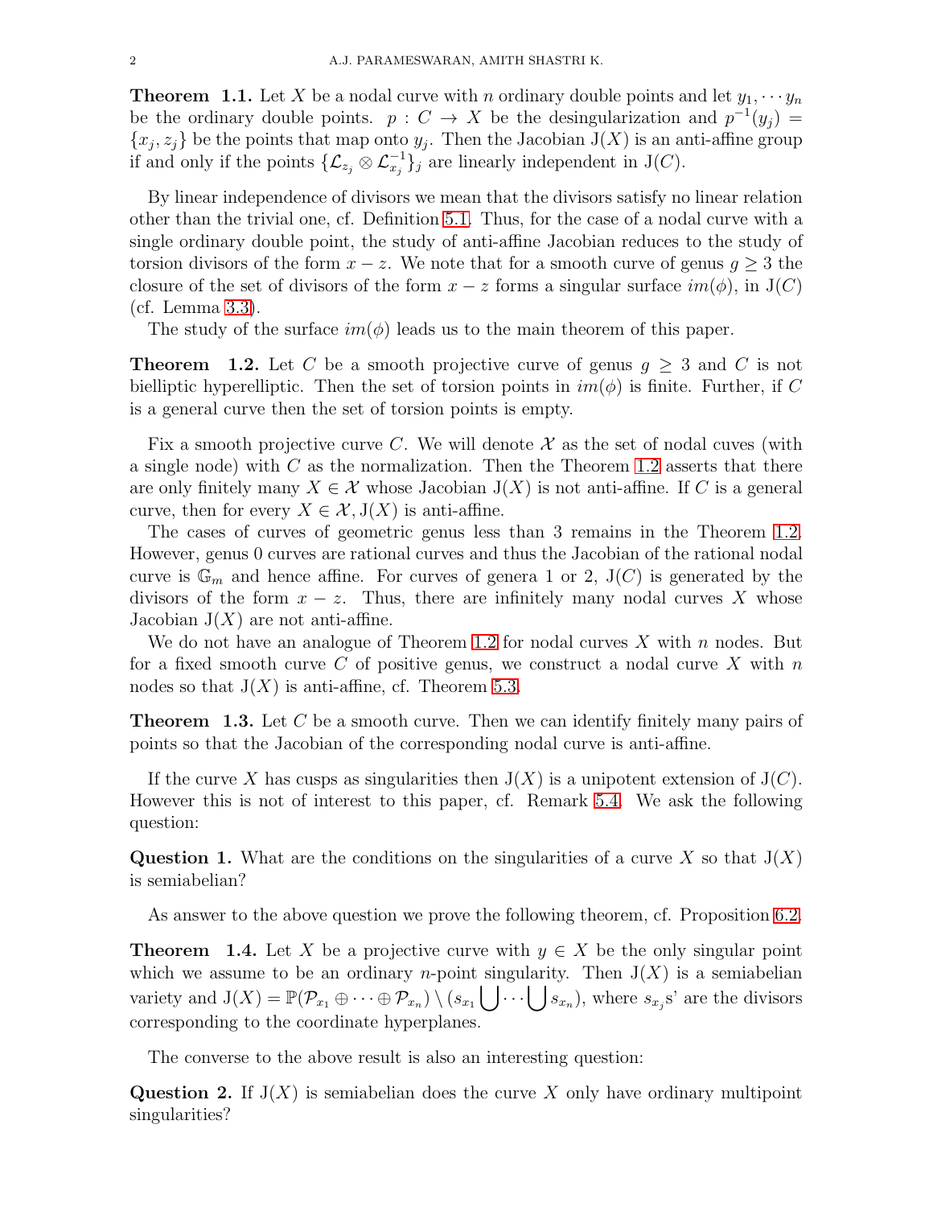**Theorem 1.1.** Let $X$ be a nodal curve with $n$ ordinary double points and let $y_1, \cdots y_n$ be the ordinary double points. $p : C \to X$ be the desingularization and $p^{-1}(y_j) = \{x_j, z_j\}$ be the points that map onto $y_j$. Then the Jacobian $\mathrm{J}(X)$ is an anti-affine group if and only if the points $\{\mathcal{L}_{z_j} \otimes \mathcal{L}_{x_j}^{-1}\}_j$ are linearly independent in $\mathrm{J}(C)$.

By linear independence of divisors we mean that the divisors satisfy no linear relation other than the trivial one, cf. Definition 5.1. Thus, for the case of a nodal curve with a single ordinary double point, the study of anti-affine Jacobian reduces to the study of torsion divisors of the form $x - z$. We note that for a smooth curve of genus $g \geq 3$ the closure of the set of divisors of the form $x - z$ forms a singular surface $im(\phi)$, in $\mathrm{J}(C)$ (cf. Lemma 3.3).

The study of the surface $im(\phi)$ leads us to the main theorem of this paper.

**Theorem 1.2.** Let $C$ be a smooth projective curve of genus $g \geq 3$ and $C$ is not bielliptic hyperelliptic. Then the set of torsion points in $im(\phi)$ is finite. Further, if $C$ is a general curve then the set of torsion points is empty.

Fix a smooth projective curve $C$. We will denote $\mathcal{X}$ as the set of nodal cuves (with a single node) with $C$ as the normalization. Then the Theorem 1.2 asserts that there are only finitely many $X \in \mathcal{X}$ whose Jacobian $\mathrm{J}(X)$ is not anti-affine. If $C$ is a general curve, then for every $X \in \mathcal{X}, \mathrm{J}(X)$ is anti-affine.

The cases of curves of geometric genus less than 3 remains in the Theorem 1.2. However, genus 0 curves are rational curves and thus the Jacobian of the rational nodal curve is $\mathbb{G}_m$ and hence affine. For curves of genera 1 or 2, $\mathrm{J}(C)$ is generated by the divisors of the form $x - z$. Thus, there are infinitely many nodal curves $X$ whose Jacobian $\mathrm{J}(X)$ are not anti-affine.

We do not have an analogue of Theorem 1.2 for nodal curves $X$ with $n$ nodes. But for a fixed smooth curve $C$ of positive genus, we construct a nodal curve $X$ with $n$ nodes so that $\mathrm{J}(X)$ is anti-affine, cf. Theorem 5.3.

**Theorem 1.3.** Let $C$ be a smooth curve. Then we can identify finitely many pairs of points so that the Jacobian of the corresponding nodal curve is anti-affine.

If the curve $X$ has cusps as singularities then $\mathrm{J}(X)$ is a unipotent extension of $\mathrm{J}(C)$. However this is not of interest to this paper, cf. Remark 5.4. We ask the following question:

**Question 1.** What are the conditions on the singularities of a curve $X$ so that $\mathrm{J}(X)$ is semiabelian?

As answer to the above question we prove the following theorem, cf. Proposition 6.2.

**Theorem 1.4.** Let $X$ be a projective curve with $y \in X$ be the only singular point which we assume to be an ordinary $n$-point singularity. Then $\mathrm{J}(X)$ is a semiabelian variety and $\mathrm{J}(X) = \mathbb{P}(\mathcal{P}_{x_1} \oplus \cdots \oplus \mathcal{P}_{x_n}) \setminus (s_{x_1} \bigcup \cdots \bigcup s_{x_n})$, where $s_{x_j}$s' are the divisors corresponding to the coordinate hyperplanes.

The converse to the above result is also an interesting question:

**Question 2.** If $\mathrm{J}(X)$ is semiabelian does the curve $X$ only have ordinary multipoint singularities?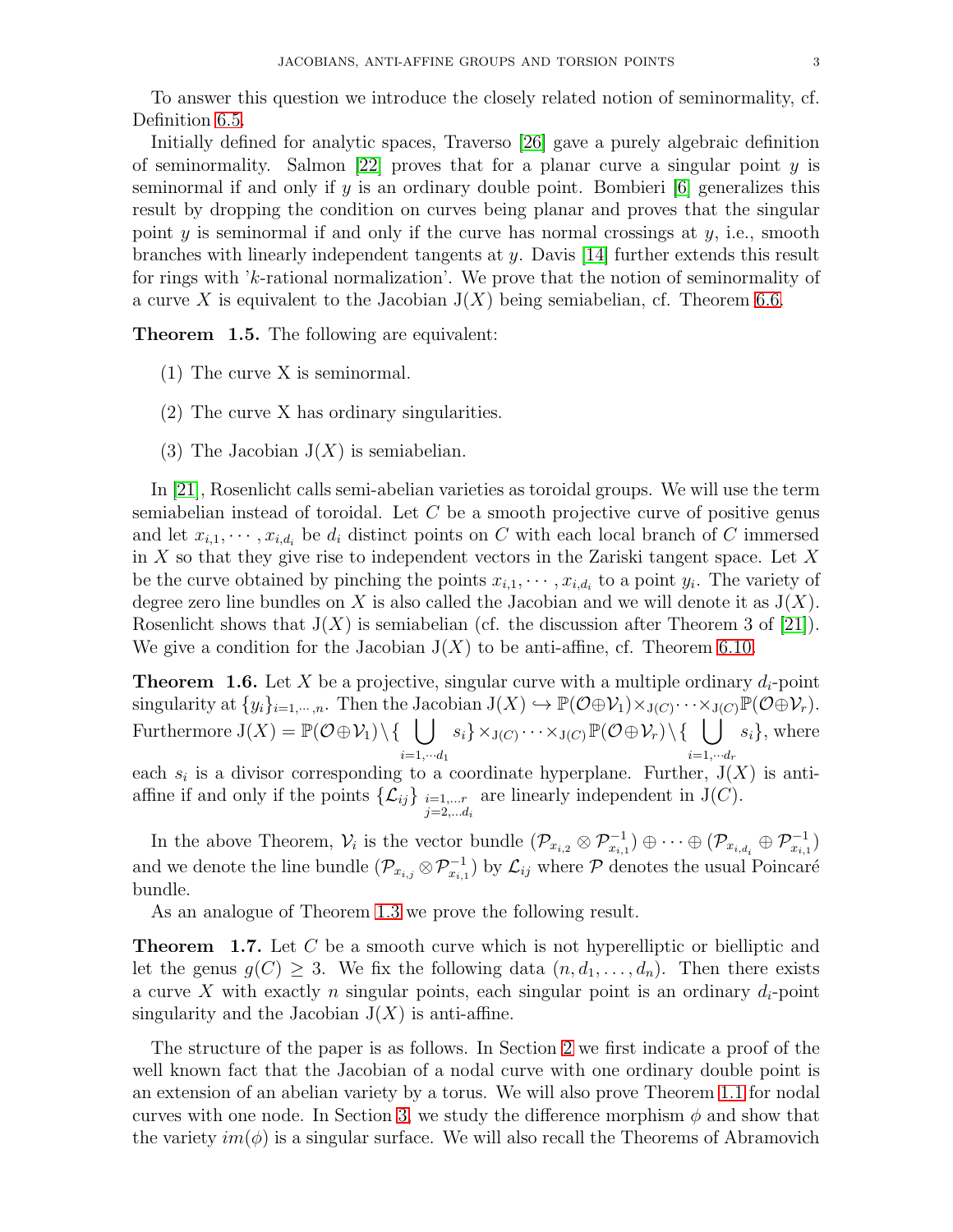To answer this question we introduce the closely related notion of seminormality, cf. Definition 6.5.

Initially defined for analytic spaces, Traverso [26] gave a purely algebraic definition of seminormality. Salmon [22] proves that for a planar curve a singular point $y$ is seminormal if and only if $y$ is an ordinary double point. Bombieri [6] generalizes this result by dropping the condition on curves being planar and proves that the singular point $y$ is seminormal if and only if the curve has normal crossings at $y$, i.e., smooth branches with linearly independent tangents at $y$. Davis [14] further extends this result for rings with '$k$-rational normalization'. We prove that the notion of seminormality of a curve $X$ is equivalent to the Jacobian $\mathrm{J}(X)$ being semiabelian, cf. Theorem 6.6.

**Theorem 1.5.** The following are equivalent:

1. The curve X is seminormal.
2. The curve X has ordinary singularities.
3. The Jacobian $\mathrm{J}(X)$ is semiabelian.

In [21], Rosenlicht calls semi-abelian varieties as toroidal groups. We will use the term semiabelian instead of toroidal. Let $C$ be a smooth projective curve of positive genus and let $x_{i,1}, \cdots, x_{i,d_i}$ be $d_i$ distinct points on $C$ with each local branch of $C$ immersed in $X$ so that they give rise to independent vectors in the Zariski tangent space. Let $X$ be the curve obtained by pinching the points $x_{i,1}, \cdots, x_{i,d_i}$ to a point $y_i$. The variety of degree zero line bundles on $X$ is also called the Jacobian and we will denote it as $\mathrm{J}(X)$. Rosenlicht shows that $\mathrm{J}(X)$ is semiabelian (cf. the discussion after Theorem 3 of [21]). We give a condition for the Jacobian $\mathrm{J}(X)$ to be anti-affine, cf. Theorem 6.10.

**Theorem 1.6.** Let $X$ be a projective, singular curve with a multiple ordinary $d_i$-point singularity at $\{y_i\}_{i=1,\cdots,n}$. Then the Jacobian $\mathrm{J}(X) \hookrightarrow \mathbb{P}(\mathcal{O}\oplus\mathcal{V}_1)\times_{\mathrm{J}(C)}\cdots\times_{\mathrm{J}(C)}\mathbb{P}(\mathcal{O}\oplus\mathcal{V}_r)$. Furthermore $\mathrm{J}(X) = \mathbb{P}(\mathcal{O}\oplus\mathcal{V}_1)\setminus\{\bigcup_{i=1,\cdots d_1} s_i\}\times_{\mathrm{J}(C)}\cdots\times_{\mathrm{J}(C)}\mathbb{P}(\mathcal{O}\oplus\mathcal{V}_r)\setminus\{\bigcup_{i=1,\cdots d_r} s_i\}$, where each $s_i$ is a divisor corresponding to a coordinate hyperplane. Further, $\mathrm{J}(X)$ is anti-affine if and only if the points $\{\mathcal{L}_{ij}\}_{\substack{i=1,\dots r\\ j=2,\dots d_i}}$ are linearly independent in $\mathrm{J}(C)$.

In the above Theorem, $\mathcal{V}_i$ is the vector bundle $(\mathcal{P}_{x_{i,2}}\otimes\mathcal{P}^{-1}_{x_{i,1}})\oplus\cdots\oplus(\mathcal{P}_{x_{i,d_i}}\oplus\mathcal{P}^{-1}_{x_{i,1}})$ and we denote the line bundle $(\mathcal{P}_{x_{i,j}}\otimes\mathcal{P}^{-1}_{x_{i,1}})$ by $\mathcal{L}_{ij}$ where $\mathcal{P}$ denotes the usual Poincaré bundle.

As an analogue of Theorem 1.3 we prove the following result.

**Theorem 1.7.** Let $C$ be a smooth curve which is not hyperelliptic or bielliptic and let the genus $g(C) \geq 3$. We fix the following data $(n, d_1, \ldots, d_n)$. Then there exists a curve $X$ with exactly $n$ singular points, each singular point is an ordinary $d_i$-point singularity and the Jacobian $\mathrm{J}(X)$ is anti-affine.

The structure of the paper is as follows. In Section 2 we first indicate a proof of the well known fact that the Jacobian of a nodal curve with one ordinary double point is an extension of an abelian variety by a torus. We will also prove Theorem 1.1 for nodal curves with one node. In Section 3, we study the difference morphism $\phi$ and show that the variety $im(\phi)$ is a singular surface. We will also recall the Theorems of Abramovich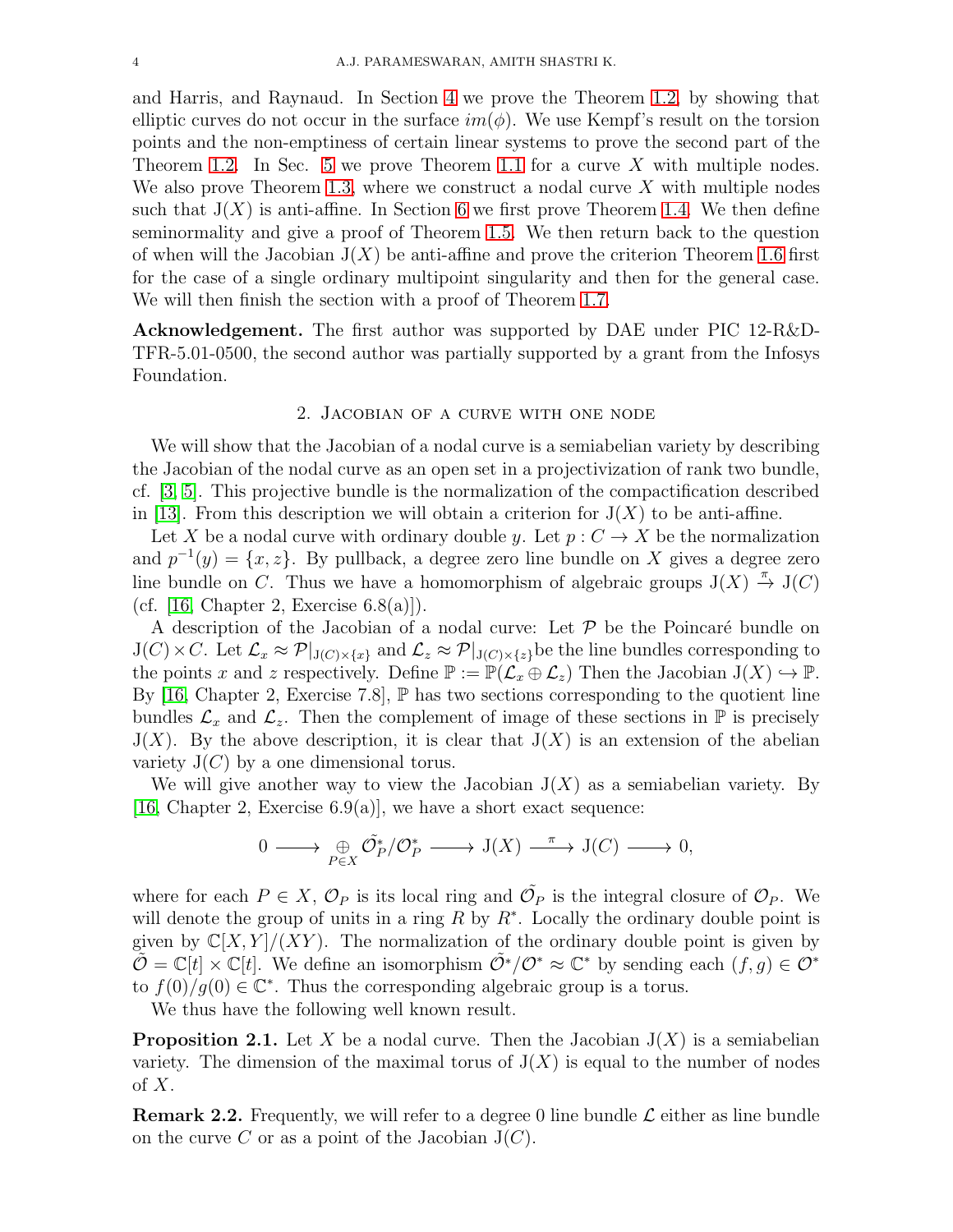and Harris, and Raynaud. In Section 4 we prove the Theorem 1.2, by showing that elliptic curves do not occur in the surface $im(\phi)$. We use Kempf's result on the torsion points and the non-emptiness of certain linear systems to prove the second part of the Theorem 1.2. In Sec. 5 we prove Theorem 1.1 for a curve $X$ with multiple nodes. We also prove Theorem 1.3, where we construct a nodal curve $X$ with multiple nodes such that $\mathrm{J}(X)$ is anti-affine. In Section 6 we first prove Theorem 1.4. We then define seminormality and give a proof of Theorem 1.5. We then return back to the question of when will the Jacobian $\mathrm{J}(X)$ be anti-affine and prove the criterion Theorem 1.6 first for the case of a single ordinary multipoint singularity and then for the general case. We will then finish the section with a proof of Theorem 1.7.

**Acknowledgement.** The first author was supported by DAE under PIC 12-R&D-TFR-5.01-0500, the second author was partially supported by a grant from the Infosys Foundation.

## 2. Jacobian of a curve with one node

We will show that the Jacobian of a nodal curve is a semiabelian variety by describing the Jacobian of the nodal curve as an open set in a projectivization of rank two bundle, cf. [3, 5]. This projective bundle is the normalization of the compactification described in [13]. From this description we will obtain a criterion for $\mathrm{J}(X)$ to be anti-affine.

Let $X$ be a nodal curve with ordinary double $y$. Let $p : C \to X$ be the normalization and $p^{-1}(y) = \{x, z\}$. By pullback, a degree zero line bundle on $X$ gives a degree zero line bundle on $C$. Thus we have a homomorphism of algebraic groups $\mathrm{J}(X) \xrightarrow{\pi} \mathrm{J}(C)$ (cf. [16, Chapter 2, Exercise 6.8(a)]).

A description of the Jacobian of a nodal curve: Let $\mathcal{P}$ be the Poincaré bundle on $\mathrm{J}(C) \times C$. Let $\mathcal{L}_x \approx \mathcal{P}|_{\mathrm{J}(C)\times\{x\}}$ and $\mathcal{L}_z \approx \mathcal{P}|_{\mathrm{J}(C)\times\{z\}}$ be the line bundles corresponding to the points $x$ and $z$ respectively. Define $\mathbb{P} := \mathbb{P}(\mathcal{L}_x \oplus \mathcal{L}_z)$ Then the Jacobian $\mathrm{J}(X) \hookrightarrow \mathbb{P}$. By [16, Chapter 2, Exercise 7.8], $\mathbb{P}$ has two sections corresponding to the quotient line bundles $\mathcal{L}_x$ and $\mathcal{L}_z$. Then the complement of image of these sections in $\mathbb{P}$ is precisely $\mathrm{J}(X)$. By the above description, it is clear that $\mathrm{J}(X)$ is an extension of the abelian variety $\mathrm{J}(C)$ by a one dimensional torus.

We will give another way to view the Jacobian $\mathrm{J}(X)$ as a semiabelian variety. By [16, Chapter 2, Exercise 6.9(a)], we have a short exact sequence:

$$0 \longrightarrow \bigoplus_{P\in X} \tilde{\mathcal{O}}_P^*/\mathcal{O}_P^* \longrightarrow \mathrm{J}(X) \xrightarrow{\ \pi\ } \mathrm{J}(C) \longrightarrow 0,$$

where for each $P \in X$, $\mathcal{O}_P$ is its local ring and $\tilde{\mathcal{O}_P}$ is the integral closure of $\mathcal{O}_P$. We will denote the group of units in a ring $R$ by $R^*$. Locally the ordinary double point is given by $\mathbb{C}[X, Y]/(XY)$. The normalization of the ordinary double point is given by $\tilde{\mathcal{O}} = \mathbb{C}[t] \times \mathbb{C}[t]$. We define an isomorphism $\tilde{\mathcal{O}}^*/\mathcal{O}^* \approx \mathbb{C}^*$ by sending each $(f, g) \in \mathcal{O}^*$ to $f(0)/g(0) \in \mathbb{C}^*$. Thus the corresponding algebraic group is a torus.

We thus have the following well known result.

**Proposition 2.1.** *Let $X$ be a nodal curve. Then the Jacobian $\mathrm{J}(X)$ is a semiabelian variety. The dimension of the maximal torus of $\mathrm{J}(X)$ is equal to the number of nodes of $X$.*

**Remark 2.2.** Frequently, we will refer to a degree 0 line bundle $\mathcal{L}$ either as line bundle on the curve $C$ or as a point of the Jacobian $\mathrm{J}(C)$.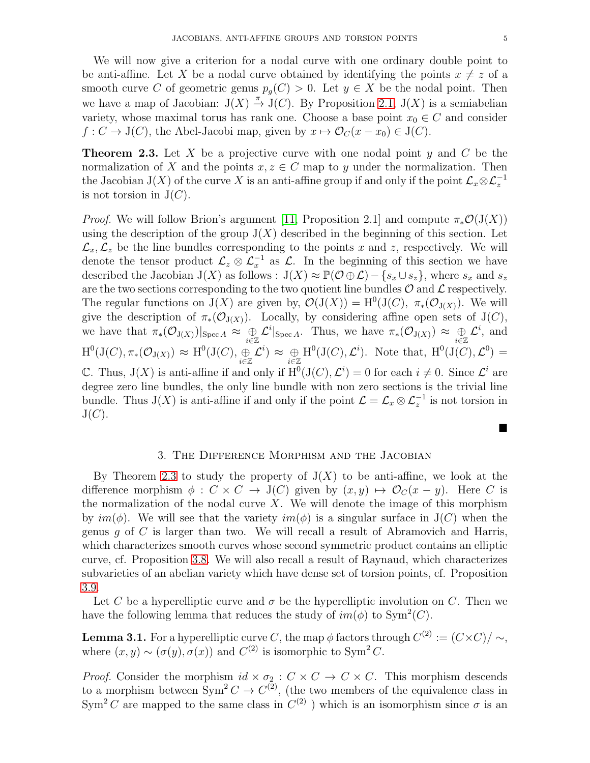We will now give a criterion for a nodal curve with one ordinary double point to be anti-affine. Let $X$ be a nodal curve obtained by identifying the points $x \neq z$ of a smooth curve $C$ of geometric genus $p_g(C) > 0$. Let $y \in X$ be the nodal point. Then we have a map of Jacobian: $\mathrm{J}(X) \xrightarrow{\pi} \mathrm{J}(C)$. By Proposition 2.1, $\mathrm{J}(X)$ is a semiabelian variety, whose maximal torus has rank one. Choose a base point $x_0 \in C$ and consider $f : C \to \mathrm{J}(C)$, the Abel-Jacobi map, given by $x \mapsto \mathcal{O}_C(x - x_0) \in \mathrm{J}(C)$.

**Theorem 2.3.** Let $X$ be a projective curve with one nodal point $y$ and $C$ be the normalization of $X$ and the points $x, z \in C$ map to $y$ under the normalization. Then the Jacobian $\mathrm{J}(X)$ of the curve $X$ is an anti-affine group if and only if the point $\mathcal{L}_x \otimes \mathcal{L}_z^{-1}$ is not torsion in $\mathrm{J}(C)$.

*Proof.* We will follow Brion's argument [11, Proposition 2.1] and compute $\pi_*\mathcal{O}(\mathrm{J}(X))$ using the description of the group $\mathrm{J}(X)$ described in the beginning of this section. Let $\mathcal{L}_x, \mathcal{L}_z$ be the line bundles corresponding to the points $x$ and $z$, respectively. We will denote the tensor product $\mathcal{L}_z \otimes \mathcal{L}_x^{-1}$ as $\mathcal{L}$. In the beginning of this section we have described the Jacobian $\mathrm{J}(X)$ as follows : $\mathrm{J}(X) \approx \mathbb{P}(\mathcal{O} \oplus \mathcal{L}) - \{s_x \cup s_z\}$, where $s_x$ and $s_z$ are the two sections corresponding to the two quotient line bundles $\mathcal{O}$ and $\mathcal{L}$ respectively. The regular functions on $\mathrm{J}(X)$ are given by, $\mathcal{O}(\mathrm{J}(X)) = \mathrm{H}^0(\mathrm{J}(C),\ \pi_*(\mathcal{O}_{\mathrm{J}(X)}))$. We will give the description of $\pi_*(\mathcal{O}_{\mathrm{J}(X)})$. Locally, by considering affine open sets of $\mathrm{J}(C)$, we have that $\pi_*(\mathcal{O}_{\mathrm{J}(X)})|_{\operatorname{Spec} A} \approx \underset{i\in\mathbb{Z}}{\oplus} \mathcal{L}^i|_{\operatorname{Spec} A}$. Thus, we have $\pi_*(\mathcal{O}_{\mathrm{J}(X)}) \approx \underset{i\in\mathbb{Z}}{\oplus} \mathcal{L}^i$, and $\mathrm{H}^0(\mathrm{J}(C), \pi_*(\mathcal{O}_{\mathrm{J}(X)}) \approx \mathrm{H}^0(\mathrm{J}(C), \underset{i\in\mathbb{Z}}{\oplus} \mathcal{L}^i) \approx \underset{i\in\mathbb{Z}}{\oplus} \mathrm{H}^0(\mathrm{J}(C), \mathcal{L}^i)$. Note that, $\mathrm{H}^0(\mathrm{J}(C), \mathcal{L}^0) = \mathbb{C}$. Thus, $\mathrm{J}(X)$ is anti-affine if and only if $\mathrm{H}^0(\mathrm{J}(C), \mathcal{L}^i) = 0$ for each $i \neq 0$. Since $\mathcal{L}^i$ are degree zero line bundles, the only line bundle with non zero sections is the trivial line bundle. Thus $\mathrm{J}(X)$ is anti-affine if and only if the point $\mathcal{L} = \mathcal{L}_x \otimes \mathcal{L}_z^{-1}$ is not torsion in $\mathrm{J}(C)$. ∎

## 3. The Difference Morphism and the Jacobian

By Theorem 2.3 to study the property of $\mathrm{J}(X)$ to be anti-affine, we look at the difference morphism $\phi : C \times C \to \mathrm{J}(C)$ given by $(x, y) \mapsto \mathcal{O}_C(x - y)$. Here $C$ is the normalization of the nodal curve $X$. We will denote the image of this morphism by $im(\phi)$. We will see that the variety $im(\phi)$ is a singular surface in $\mathrm{J}(C)$ when the genus $g$ of $C$ is larger than two. We will recall a result of Abramovich and Harris, which characterizes smooth curves whose second symmetric product contains an elliptic curve, cf. Proposition 3.8. We will also recall a result of Raynaud, which characterizes subvarieties of an abelian variety which have dense set of torsion points, cf. Proposition 3.9.

Let $C$ be a hyperelliptic curve and $\sigma$ be the hyperelliptic involution on $C$. Then we have the following lemma that reduces the study of $im(\phi)$ to $\mathrm{Sym}^2(C)$.

**Lemma 3.1.** For a hyperelliptic curve $C$, the map $\phi$ factors through $C^{(2)} := (C \times C)/\sim$, where $(x, y) \sim (\sigma(y), \sigma(x))$ and $C^{(2)}$ is isomorphic to $\mathrm{Sym}^2 C$.

*Proof.* Consider the morphism $id \times \sigma_2 : C \times C \to C \times C$. This morphism descends to a morphism between $\mathrm{Sym}^2 C \to C^{(2)}$, (the two members of the equivalence class in $\mathrm{Sym}^2 C$ are mapped to the same class in $C^{(2)}$ ) which is an isomorphism since $\sigma$ is an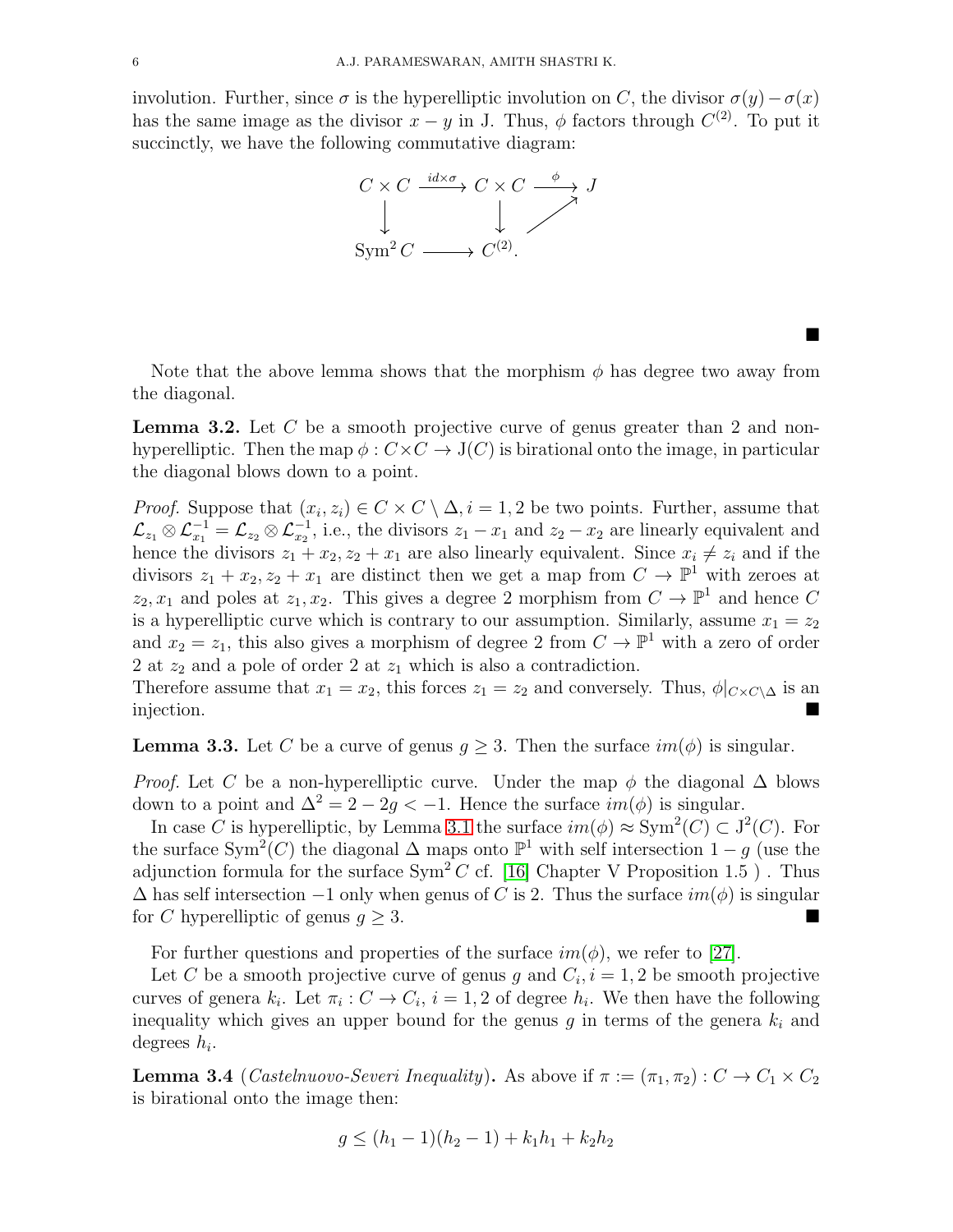involution. Further, since $\sigma$ is the hyperelliptic involution on $C$, the divisor $\sigma(y) - \sigma(x)$ has the same image as the divisor $x - y$ in J. Thus, $\phi$ factors through $C^{(2)}$. To put it succinctly, we have the following commutative diagram:

$$\begin{array}{ccccc} C \times C & \xrightarrow{id \times \sigma} & C \times C & \xrightarrow{\phi} & J \\ \downarrow & & \downarrow & \nearrow & \\ \operatorname{Sym}^2 C & \longrightarrow & C^{(2)}. & & \end{array}$$

■

Note that the above lemma shows that the morphism $\phi$ has degree two away from the diagonal.

**Lemma 3.2.** Let $C$ be a smooth projective curve of genus greater than 2 and non-hyperelliptic. Then the map $\phi : C \times C \to \mathrm{J}(C)$ is birational onto the image, in particular the diagonal blows down to a point.

*Proof.* Suppose that $(x_i, z_i) \in C \times C \setminus \Delta, i = 1, 2$ be two points. Further, assume that $\mathcal{L}_{z_1} \otimes \mathcal{L}_{x_1}^{-1} = \mathcal{L}_{z_2} \otimes \mathcal{L}_{x_2}^{-1}$, i.e., the divisors $z_1 - x_1$ and $z_2 - x_2$ are linearly equivalent and hence the divisors $z_1 + x_2, z_2 + x_1$ are also linearly equivalent. Since $x_i \neq z_i$ and if the divisors $z_1 + x_2, z_2 + x_1$ are distinct then we get a map from $C \to \mathbb{P}^1$ with zeroes at $z_2, x_1$ and poles at $z_1, x_2$. This gives a degree 2 morphism from $C \to \mathbb{P}^1$ and hence $C$ is a hyperelliptic curve which is contrary to our assumption. Similarly, assume $x_1 = z_2$ and $x_2 = z_1$, this also gives a morphism of degree 2 from $C \to \mathbb{P}^1$ with a zero of order 2 at $z_2$ and a pole of order 2 at $z_1$ which is also a contradiction.
Therefore assume that $x_1 = x_2$, this forces $z_1 = z_2$ and conversely. Thus, $\phi|_{C \times C \setminus \Delta}$ is an injection. ■

**Lemma 3.3.** Let $C$ be a curve of genus $g \geq 3$. Then the surface $im(\phi)$ is singular.

*Proof.* Let $C$ be a non-hyperelliptic curve. Under the map $\phi$ the diagonal $\Delta$ blows down to a point and $\Delta^2 = 2 - 2g < -1$. Hence the surface $im(\phi)$ is singular.

In case $C$ is hyperelliptic, by Lemma 3.1 the surface $im(\phi) \approx \operatorname{Sym}^2(C) \subset \mathrm{J}^2(C)$. For the surface $\operatorname{Sym}^2(C)$ the diagonal $\Delta$ maps onto $\mathbb{P}^1$ with self intersection $1 - g$ (use the adjunction formula for the surface $\operatorname{Sym}^2 C$ cf. [16] Chapter V Proposition 1.5 ) . Thus $\Delta$ has self intersection $-1$ only when genus of $C$ is 2. Thus the surface $im(\phi)$ is singular for $C$ hyperelliptic of genus $g \geq 3$. ■

For further questions and properties of the surface $im(\phi)$, we refer to [27].

Let $C$ be a smooth projective curve of genus $g$ and $C_i, i = 1, 2$ be smooth projective curves of genera $k_i$. Let $\pi_i : C \to C_i$, $i = 1, 2$ of degree $h_i$. We then have the following inequality which gives an upper bound for the genus $g$ in terms of the genera $k_i$ and degrees $h_i$.

**Lemma 3.4** (*Castelnuovo-Severi Inequality*)**.** As above if $\pi := (\pi_1, \pi_2) : C \to C_1 \times C_2$ is birational onto the image then:

$$g \leq (h_1 - 1)(h_2 - 1) + k_1 h_1 + k_2 h_2$$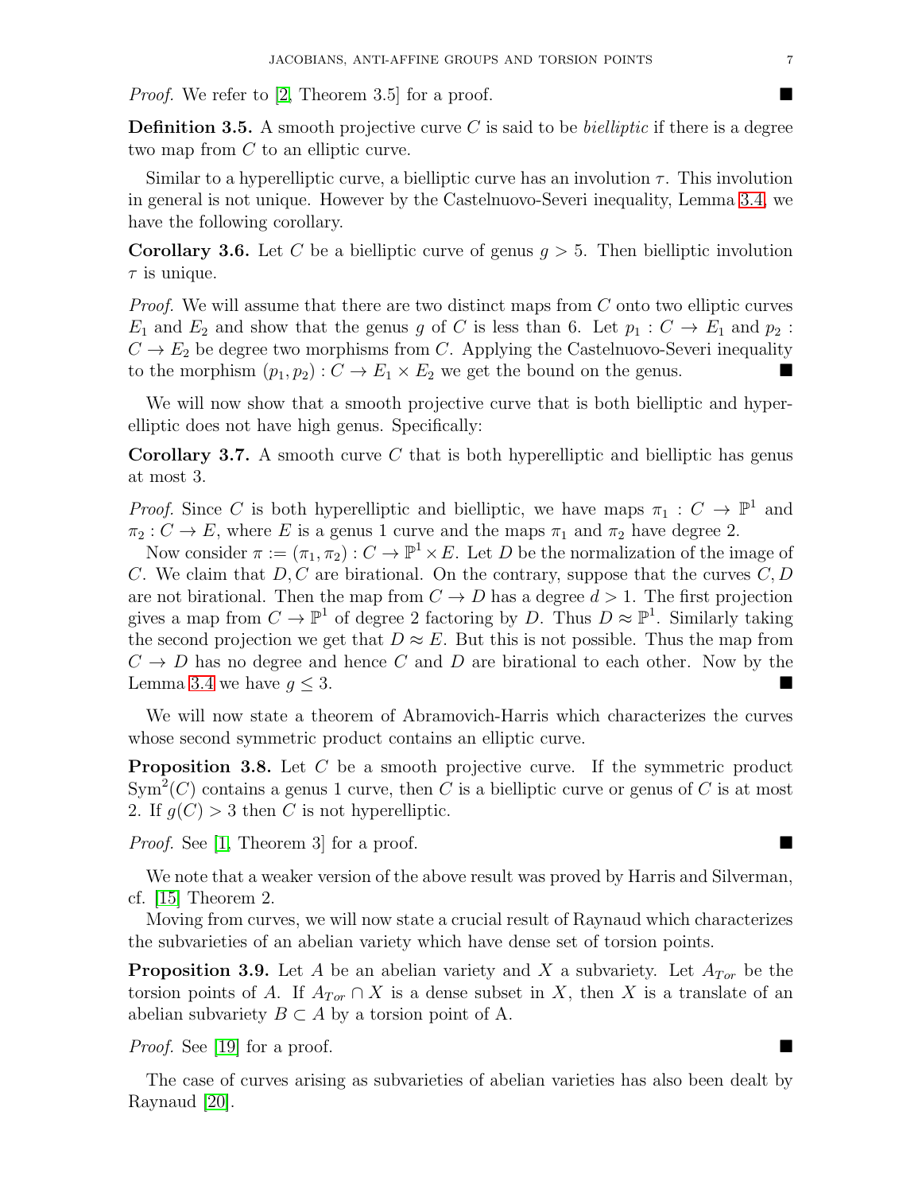*Proof.* We refer to [2, Theorem 3.5] for a proof. ■

**Definition 3.5.** A smooth projective curve $C$ is said to be *bielliptic* if there is a degree two map from $C$ to an elliptic curve.

Similar to a hyperelliptic curve, a bielliptic curve has an involution $\tau$. This involution in general is not unique. However by the Castelnuovo-Severi inequality, Lemma 3.4, we have the following corollary.

**Corollary 3.6.** Let $C$ be a bielliptic curve of genus $g > 5$. Then bielliptic involution $\tau$ is unique.

*Proof.* We will assume that there are two distinct maps from $C$ onto two elliptic curves $E_1$ and $E_2$ and show that the genus $g$ of $C$ is less than 6. Let $p_1 : C \to E_1$ and $p_2 : C \to E_2$ be degree two morphisms from $C$. Applying the Castelnuovo-Severi inequality to the morphism $(p_1, p_2) : C \to E_1 \times E_2$ we get the bound on the genus. ■

We will now show that a smooth projective curve that is both bielliptic and hyperelliptic does not have high genus. Specifically:

**Corollary 3.7.** A smooth curve $C$ that is both hyperelliptic and bielliptic has genus at most 3.

*Proof.* Since $C$ is both hyperelliptic and bielliptic, we have maps $\pi_1 : C \to \mathbb{P}^1$ and $\pi_2 : C \to E$, where $E$ is a genus 1 curve and the maps $\pi_1$ and $\pi_2$ have degree 2.

Now consider $\pi := (\pi_1, \pi_2) : C \to \mathbb{P}^1 \times E$. Let $D$ be the normalization of the image of $C$. We claim that $D, C$ are birational. On the contrary, suppose that the curves $C, D$ are not birational. Then the map from $C \to D$ has a degree $d > 1$. The first projection gives a map from $C \to \mathbb{P}^1$ of degree 2 factoring by $D$. Thus $D \approx \mathbb{P}^1$. Similarly taking the second projection we get that $D \approx E$. But this is not possible. Thus the map from $C \to D$ has no degree and hence $C$ and $D$ are birational to each other. Now by the Lemma 3.4 we have $g \leq 3$. ■

We will now state a theorem of Abramovich-Harris which characterizes the curves whose second symmetric product contains an elliptic curve.

**Proposition 3.8.** Let $C$ be a smooth projective curve. If the symmetric product $\mathrm{Sym}^2(C)$ contains a genus 1 curve, then $C$ is a bielliptic curve or genus of $C$ is at most 2. If $g(C) > 3$ then $C$ is not hyperelliptic.

*Proof.* See [1, Theorem 3] for a proof. ■

We note that a weaker version of the above result was proved by Harris and Silverman, cf. [15] Theorem 2.

Moving from curves, we will now state a crucial result of Raynaud which characterizes the subvarieties of an abelian variety which have dense set of torsion points.

**Proposition 3.9.** Let $A$ be an abelian variety and $X$ a subvariety. Let $A_{Tor}$ be the torsion points of $A$. If $A_{Tor} \cap X$ is a dense subset in $X$, then $X$ is a translate of an abelian subvariety $B \subset A$ by a torsion point of A.

*Proof.* See [19] for a proof. ■

The case of curves arising as subvarieties of abelian varieties has also been dealt by Raynaud [20].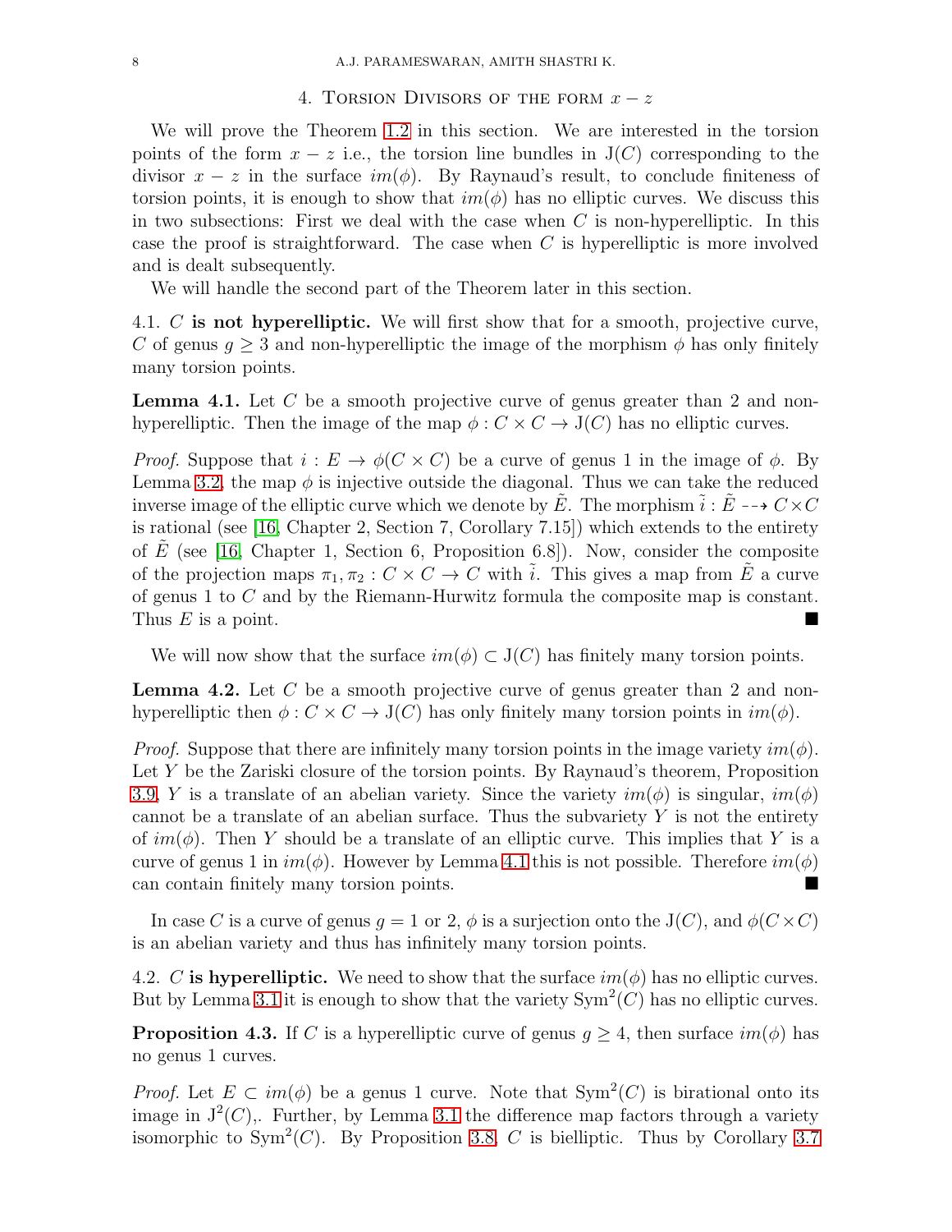## 4. Torsion Divisors of the form $x - z$

We will prove the Theorem 1.2 in this section. We are interested in the torsion points of the form $x - z$ i.e., the torsion line bundles in $\mathrm{J}(C)$ corresponding to the divisor $x - z$ in the surface $im(\phi)$. By Raynaud's result, to conclude finiteness of torsion points, it is enough to show that $im(\phi)$ has no elliptic curves. We discuss this in two subsections: First we deal with the case when $C$ is non-hyperelliptic. In this case the proof is straightforward. The case when $C$ is hyperelliptic is more involved and is dealt subsequently.

We will handle the second part of the Theorem later in this section.

4.1. $C$ **is not hyperelliptic.** We will first show that for a smooth, projective curve, $C$ of genus $g \geq 3$ and non-hyperelliptic the image of the morphism $\phi$ has only finitely many torsion points.

**Lemma 4.1.** Let $C$ be a smooth projective curve of genus greater than 2 and non-hyperelliptic. Then the image of the map $\phi : C \times C \to \mathrm{J}(C)$ has no elliptic curves.

*Proof.* Suppose that $i : E \to \phi(C \times C)$ be a curve of genus 1 in the image of $\phi$. By Lemma 3.2, the map $\phi$ is injective outside the diagonal. Thus we can take the reduced inverse image of the elliptic curve which we denote by $\tilde{E}$. The morphism $\tilde{i} : \tilde{E} \dashrightarrow C \times C$ is rational (see [16, Chapter 2, Section 7, Corollary 7.15]) which extends to the entirety of $\tilde{E}$ (see [16, Chapter 1, Section 6, Proposition 6.8]). Now, consider the composite of the projection maps $\pi_1, \pi_2 : C \times C \to C$ with $\tilde{i}$. This gives a map from $\tilde{E}$ a curve of genus 1 to $C$ and by the Riemann-Hurwitz formula the composite map is constant. Thus $E$ is a point. ■

We will now show that the surface $im(\phi) \subset \mathrm{J}(C)$ has finitely many torsion points.

**Lemma 4.2.** Let $C$ be a smooth projective curve of genus greater than 2 and non-hyperelliptic then $\phi : C \times C \to \mathrm{J}(C)$ has only finitely many torsion points in $im(\phi)$.

*Proof.* Suppose that there are infinitely many torsion points in the image variety $im(\phi)$. Let $Y$ be the Zariski closure of the torsion points. By Raynaud's theorem, Proposition 3.9, $Y$ is a translate of an abelian variety. Since the variety $im(\phi)$ is singular, $im(\phi)$ cannot be a translate of an abelian surface. Thus the subvariety $Y$ is not the entirety of $im(\phi)$. Then $Y$ should be a translate of an elliptic curve. This implies that $Y$ is a curve of genus 1 in $im(\phi)$. However by Lemma 4.1 this is not possible. Therefore $im(\phi)$ can contain finitely many torsion points. ■

In case $C$ is a curve of genus $g = 1$ or 2, $\phi$ is a surjection onto the $\mathrm{J}(C)$, and $\phi(C \times C)$ is an abelian variety and thus has infinitely many torsion points.

4.2. $C$ **is hyperelliptic.** We need to show that the surface $im(\phi)$ has no elliptic curves. But by Lemma 3.1 it is enough to show that the variety $\mathrm{Sym}^2(C)$ has no elliptic curves.

**Proposition 4.3.** If $C$ is a hyperelliptic curve of genus $g \geq 4$, then surface $im(\phi)$ has no genus 1 curves.

*Proof.* Let $E \subset im(\phi)$ be a genus 1 curve. Note that $\mathrm{Sym}^2(C)$ is birational onto its image in $\mathrm{J}^2(C)$,. Further, by Lemma 3.1 the difference map factors through a variety isomorphic to $\mathrm{Sym}^2(C)$. By Proposition 3.8, $C$ is bielliptic. Thus by Corollary 3.7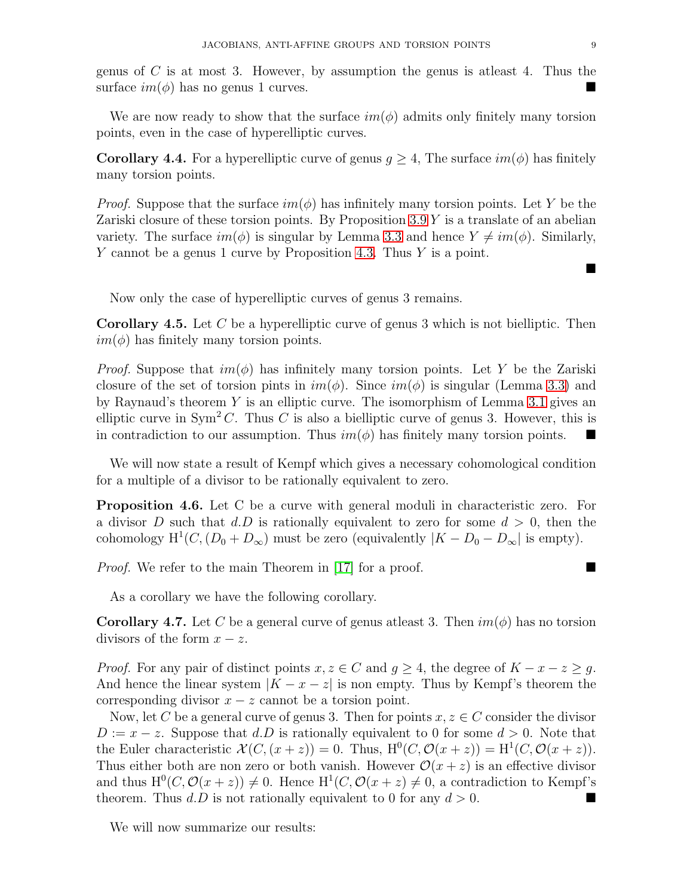genus of $C$ is at most 3. However, by assumption the genus is atleast 4. Thus the surface $im(\phi)$ has no genus 1 curves. ■

We are now ready to show that the surface $im(\phi)$ admits only finitely many torsion points, even in the case of hyperelliptic curves.

**Corollary 4.4.** For a hyperelliptic curve of genus $g \geq 4$, The surface $im(\phi)$ has finitely many torsion points.

*Proof.* Suppose that the surface $im(\phi)$ has infinitely many torsion points. Let $Y$ be the Zariski closure of these torsion points. By Proposition 3.9 $Y$ is a translate of an abelian variety. The surface $im(\phi)$ is singular by Lemma 3.3 and hence $Y \neq im(\phi)$. Similarly, $Y$ cannot be a genus 1 curve by Proposition 4.3. Thus $Y$ is a point.

■

Now only the case of hyperelliptic curves of genus 3 remains.

**Corollary 4.5.** Let $C$ be a hyperelliptic curve of genus 3 which is not bielliptic. Then $im(\phi)$ has finitely many torsion points.

*Proof.* Suppose that $im(\phi)$ has infinitely many torsion points. Let $Y$ be the Zariski closure of the set of torsion pints in $im(\phi)$. Since $im(\phi)$ is singular (Lemma 3.3) and by Raynaud's theorem $Y$ is an elliptic curve. The isomorphism of Lemma 3.1 gives an elliptic curve in $\mathrm{Sym}^2 C$. Thus $C$ is also a bielliptic curve of genus 3. However, this is in contradiction to our assumption. Thus $im(\phi)$ has finitely many torsion points. ■

We will now state a result of Kempf which gives a necessary cohomological condition for a multiple of a divisor to be rationally equivalent to zero.

**Proposition 4.6.** Let C be a curve with general moduli in characteristic zero. For a divisor $D$ such that $d.D$ is rationally equivalent to zero for some $d > 0$, then the cohomology $\mathrm{H}^1(C, (D_0 + D_\infty)$ must be zero (equivalently $|K - D_0 - D_\infty|$ is empty).

*Proof.* We refer to the main Theorem in [17] for a proof. ■

As a corollary we have the following corollary.

**Corollary 4.7.** Let $C$ be a general curve of genus atleast 3. Then $im(\phi)$ has no torsion divisors of the form $x - z$.

*Proof.* For any pair of distinct points $x, z \in C$ and $g \geq 4$, the degree of $K - x - z \geq g$. And hence the linear system $|K - x - z|$ is non empty. Thus by Kempf's theorem the corresponding divisor $x - z$ cannot be a torsion point.

Now, let $C$ be a general curve of genus 3. Then for points $x, z \in C$ consider the divisor $D := x - z$. Suppose that $d.D$ is rationally equivalent to 0 for some $d > 0$. Note that the Euler characteristic $\mathcal{X}(C, (x + z)) = 0$. Thus, $\mathrm{H}^0(C, \mathcal{O}(x + z)) = \mathrm{H}^1(C, \mathcal{O}(x + z))$. Thus either both are non zero or both vanish. However $\mathcal{O}(x + z)$ is an effective divisor and thus $\mathrm{H}^0(C, \mathcal{O}(x + z)) \neq 0$. Hence $\mathrm{H}^1(C, \mathcal{O}(x + z) \neq 0$, a contradiction to Kempf's theorem. Thus $d.D$ is not rationally equivalent to 0 for any $d > 0$. ■

We will now summarize our results: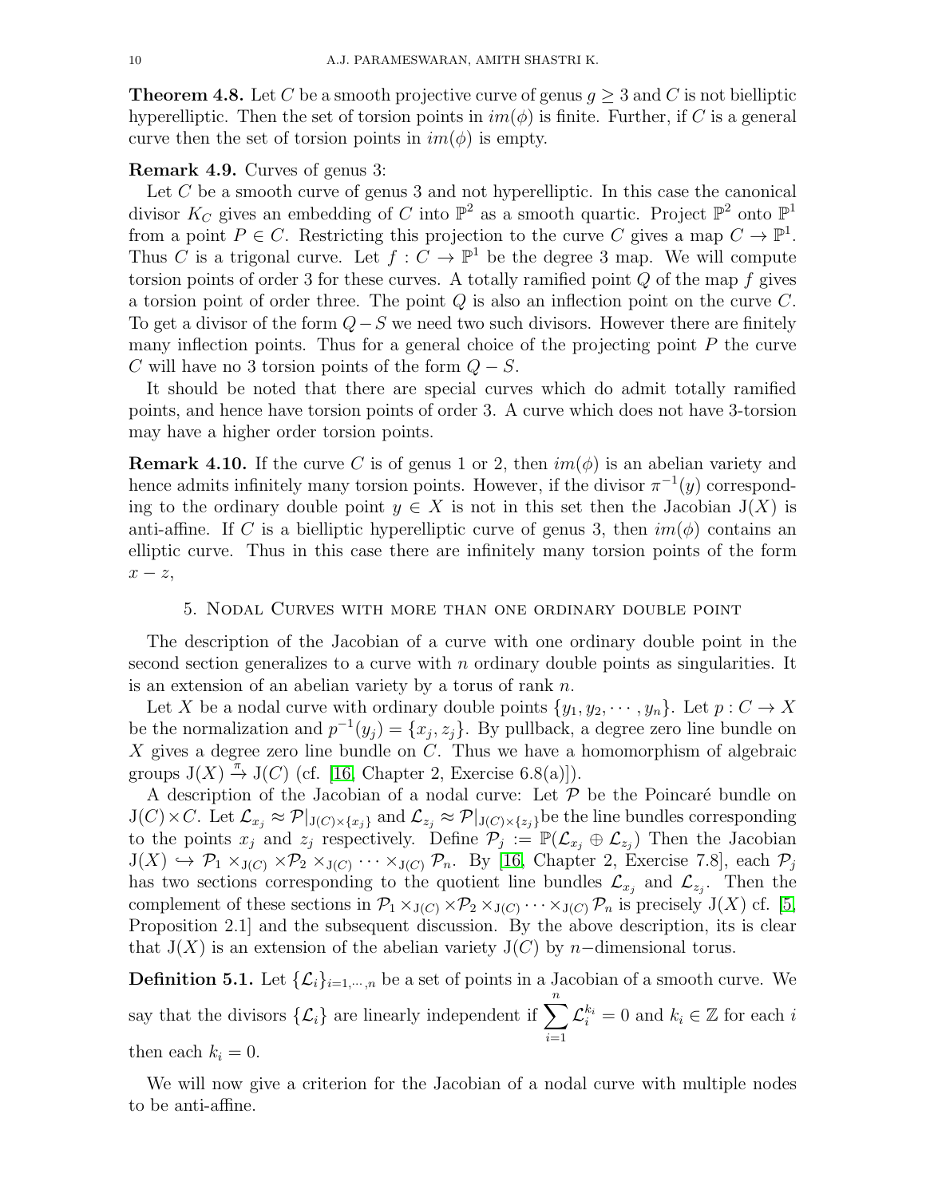**Theorem 4.8.** Let $C$ be a smooth projective curve of genus $g \geq 3$ and $C$ is not bielliptic hyperelliptic. Then the set of torsion points in $im(\phi)$ is finite. Further, if $C$ is a general curve then the set of torsion points in $im(\phi)$ is empty.

**Remark 4.9.** Curves of genus 3:

Let $C$ be a smooth curve of genus 3 and not hyperelliptic. In this case the canonical divisor $K_C$ gives an embedding of $C$ into $\mathbb{P}^2$ as a smooth quartic. Project $\mathbb{P}^2$ onto $\mathbb{P}^1$ from a point $P \in C$. Restricting this projection to the curve $C$ gives a map $C \to \mathbb{P}^1$. Thus $C$ is a trigonal curve. Let $f : C \to \mathbb{P}^1$ be the degree 3 map. We will compute torsion points of order 3 for these curves. A totally ramified point $Q$ of the map $f$ gives a torsion point of order three. The point $Q$ is also an inflection point on the curve $C$. To get a divisor of the form $Q - S$ we need two such divisors. However there are finitely many inflection points. Thus for a general choice of the projecting point $P$ the curve $C$ will have no 3 torsion points of the form $Q - S$.

It should be noted that there are special curves which do admit totally ramified points, and hence have torsion points of order 3. A curve which does not have 3-torsion may have a higher order torsion points.

**Remark 4.10.** If the curve $C$ is of genus 1 or 2, then $im(\phi)$ is an abelian variety and hence admits infinitely many torsion points. However, if the divisor $\pi^{-1}(y)$ corresponding to the ordinary double point $y \in X$ is not in this set then the Jacobian $\mathrm{J}(X)$ is anti-affine. If $C$ is a bielliptic hyperelliptic curve of genus 3, then $im(\phi)$ contains an elliptic curve. Thus in this case there are infinitely many torsion points of the form $x - z$,

## 5. Nodal Curves with more than one ordinary double point

The description of the Jacobian of a curve with one ordinary double point in the second section generalizes to a curve with $n$ ordinary double points as singularities. It is an extension of an abelian variety by a torus of rank $n$.

Let $X$ be a nodal curve with ordinary double points $\{y_1, y_2, \cdots, y_n\}$. Let $p : C \to X$ be the normalization and $p^{-1}(y_j) = \{x_j, z_j\}$. By pullback, a degree zero line bundle on $X$ gives a degree zero line bundle on $C$. Thus we have a homomorphism of algebraic groups $\mathrm{J}(X) \xrightarrow{\pi} \mathrm{J}(C)$ (cf. [16, Chapter 2, Exercise 6.8(a)]).

A description of the Jacobian of a nodal curve: Let $\mathcal{P}$ be the Poincaré bundle on $\mathrm{J}(C) \times C$. Let $\mathcal{L}_{x_j} \approx \mathcal{P}|_{\mathrm{J}(C)\times\{x_j\}}$ and $\mathcal{L}_{z_j} \approx \mathcal{P}|_{\mathrm{J}(C)\times\{z_j\}}$ be the line bundles corresponding to the points $x_j$ and $z_j$ respectively. Define $\mathcal{P}_j := \mathbb{P}(\mathcal{L}_{x_j} \oplus \mathcal{L}_{z_j})$ Then the Jacobian $\mathrm{J}(X) \hookrightarrow \mathcal{P}_1 \times_{\mathrm{J}(C)} \times \mathcal{P}_2 \times_{\mathrm{J}(C)} \cdots \times_{\mathrm{J}(C)} \mathcal{P}_n$. By [16, Chapter 2, Exercise 7.8], each $\mathcal{P}_j$ has two sections corresponding to the quotient line bundles $\mathcal{L}_{x_j}$ and $\mathcal{L}_{z_j}$. Then the complement of these sections in $\mathcal{P}_1 \times_{\mathrm{J}(C)} \times \mathcal{P}_2 \times_{\mathrm{J}(C)} \cdots \times_{\mathrm{J}(C)} \mathcal{P}_n$ is precisely $\mathrm{J}(X)$ cf. [5, Proposition 2.1] and the subsequent discussion. By the above description, its is clear that $\mathrm{J}(X)$ is an extension of the abelian variety $\mathrm{J}(C)$ by $n-$dimensional torus.

**Definition 5.1.** Let $\{\mathcal{L}_i\}_{i=1,\cdots,n}$ be a set of points in a Jacobian of a smooth curve. We say that the divisors $\{\mathcal{L}_i\}$ are linearly independent if $\sum_{i=1}^{n} \mathcal{L}_i^{k_i} = 0$ and $k_i \in \mathbb{Z}$ for each $i$ then each $k_i = 0$.

We will now give a criterion for the Jacobian of a nodal curve with multiple nodes to be anti-affine.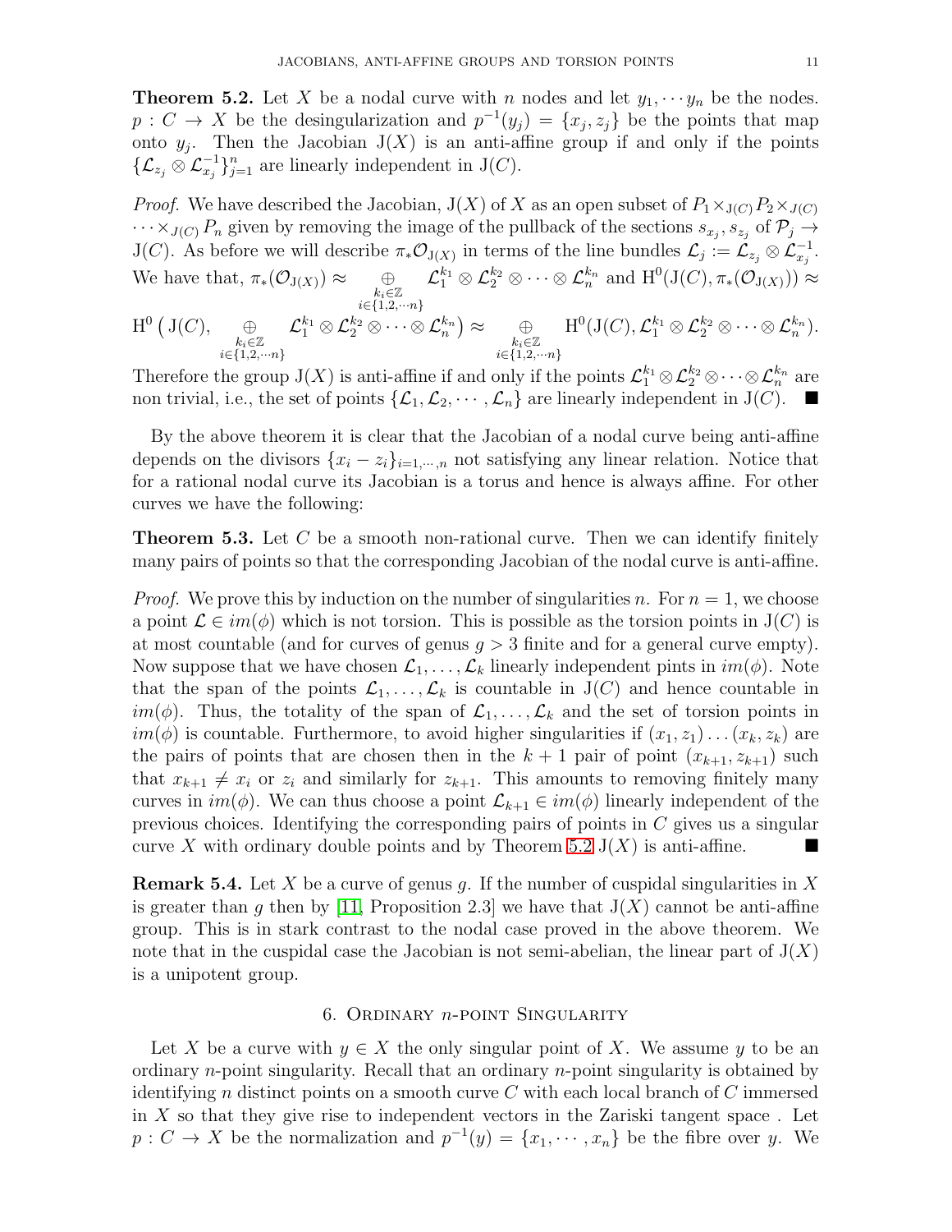**Theorem 5.2.** Let $X$ be a nodal curve with $n$ nodes and let $y_1, \cdots y_n$ be the nodes. $p : C \to X$ be the desingularization and $p^{-1}(y_j) = \{x_j, z_j\}$ be the points that map onto $y_j$. Then the Jacobian $\mathrm{J}(X)$ is an anti-affine group if and only if the points $\{\mathcal{L}_{z_j} \otimes \mathcal{L}_{x_j}^{-1}\}_{j=1}^n$ are linearly independent in $\mathrm{J}(C)$.

*Proof.* We have described the Jacobian, $\mathrm{J}(X)$ of $X$ as an open subset of $P_1 \times_{\mathrm{J}(C)} P_2 \times_{\mathrm{J}(C)} \cdots \times_{J(C)} P_n$ given by removing the image of the pullback of the sections $s_{x_j}, s_{z_j}$ of $\mathcal{P}_j \to \mathrm{J}(C)$. As before we will describe $\pi_* \mathcal{O}_{\mathrm{J}(X)}$ in terms of the line bundles $\mathcal{L}_j := \mathcal{L}_{z_j} \otimes \mathcal{L}_{x_j}^{-1}$. We have that, $\pi_*(\mathcal{O}_{\mathrm{J}(X)}) \approx \bigoplus_{\substack{k_i \in \mathbb{Z} \\ i \in \{1,2,\cdots n\}}} \mathcal{L}_1^{k_1} \otimes \mathcal{L}_2^{k_2} \otimes \cdots \otimes \mathcal{L}_n^{k_n}$ and $\mathrm{H}^0(\mathrm{J}(C), \pi_*(\mathcal{O}_{\mathrm{J}(X)})) \approx$

$$\mathrm{H}^0\Big(\mathrm{J}(C), \bigoplus_{\substack{k_i \in \mathbb{Z} \\ i \in \{1,2,\cdots n\}}} \mathcal{L}_1^{k_1} \otimes \mathcal{L}_2^{k_2} \otimes \cdots \otimes \mathcal{L}_n^{k_n}\Big) \approx \bigoplus_{\substack{k_i \in \mathbb{Z} \\ i \in \{1,2,\cdots n\}}} \mathrm{H}^0(\mathrm{J}(C), \mathcal{L}_1^{k_1} \otimes \mathcal{L}_2^{k_2} \otimes \cdots \otimes \mathcal{L}_n^{k_n}).$$

Therefore the group $\mathrm{J}(X)$ is anti-affine if and only if the points $\mathcal{L}_1^{k_1} \otimes \mathcal{L}_2^{k_2} \otimes \cdots \otimes \mathcal{L}_n^{k_n}$ are non trivial, i.e., the set of points $\{\mathcal{L}_1, \mathcal{L}_2, \cdots, \mathcal{L}_n\}$ are linearly independent in $\mathrm{J}(C)$. ■

By the above theorem it is clear that the Jacobian of a nodal curve being anti-affine depends on the divisors $\{x_i - z_i\}_{i=1,\cdots,n}$ not satisfying any linear relation. Notice that for a rational nodal curve its Jacobian is a torus and hence is always affine. For other curves we have the following:

**Theorem 5.3.** Let $C$ be a smooth non-rational curve. Then we can identify finitely many pairs of points so that the corresponding Jacobian of the nodal curve is anti-affine.

*Proof.* We prove this by induction on the number of singularities $n$. For $n = 1$, we choose a point $\mathcal{L} \in im(\phi)$ which is not torsion. This is possible as the torsion points in $\mathrm{J}(C)$ is at most countable (and for curves of genus $g > 3$ finite and for a general curve empty). Now suppose that we have chosen $\mathcal{L}_1, \ldots, \mathcal{L}_k$ linearly independent pints in $im(\phi)$. Note that the span of the points $\mathcal{L}_1, \ldots, \mathcal{L}_k$ is countable in $\mathrm{J}(C)$ and hence countable in $im(\phi)$. Thus, the totality of the span of $\mathcal{L}_1, \ldots, \mathcal{L}_k$ and the set of torsion points in $im(\phi)$ is countable. Furthermore, to avoid higher singularities if $(x_1, z_1) \ldots (x_k, z_k)$ are the pairs of points that are chosen then in the $k+1$ pair of point $(x_{k+1}, z_{k+1})$ such that $x_{k+1} \neq x_i$ or $z_i$ and similarly for $z_{k+1}$. This amounts to removing finitely many curves in $im(\phi)$. We can thus choose a point $\mathcal{L}_{k+1} \in im(\phi)$ linearly independent of the previous choices. Identifying the corresponding pairs of points in $C$ gives us a singular curve $X$ with ordinary double points and by Theorem 5.2 $\mathrm{J}(X)$ is anti-affine. ■

**Remark 5.4.** Let $X$ be a curve of genus $g$. If the number of cuspidal singularities in $X$ is greater than $g$ then by [11, Proposition 2.3] we have that $\mathrm{J}(X)$ cannot be anti-affine group. This is in stark contrast to the nodal case proved in the above theorem. We note that in the cuspidal case the Jacobian is not semi-abelian, the linear part of $\mathrm{J}(X)$ is a unipotent group.

## 6. Ordinary $n$-point Singularity

Let $X$ be a curve with $y \in X$ the only singular point of $X$. We assume $y$ to be an ordinary $n$-point singularity. Recall that an ordinary $n$-point singularity is obtained by identifying $n$ distinct points on a smooth curve $C$ with each local branch of $C$ immersed in $X$ so that they give rise to independent vectors in the Zariski tangent space . Let $p : C \to X$ be the normalization and $p^{-1}(y) = \{x_1, \cdots, x_n\}$ be the fibre over $y$. We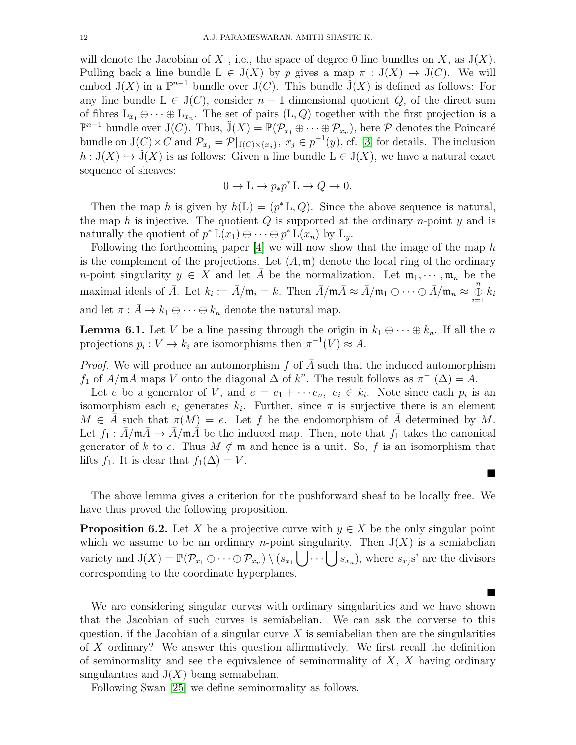will denote the Jacobian of $X$ , i.e., the space of degree 0 line bundles on $X$, as $\mathrm{J}(X)$. Pulling back a line bundle $\mathrm{L} \in \mathrm{J}(X)$ by $p$ gives a map $\pi : \mathrm{J}(X) \to \mathrm{J}(C)$. We will embed $\mathrm{J}(X)$ in a $\mathbb{P}^{n-1}$ bundle over $\mathrm{J}(C)$. This bundle $\tilde{\mathrm{J}}(X)$ is defined as follows: For any line bundle $\mathrm{L} \in \mathrm{J}(C)$, consider $n-1$ dimensional quotient $Q$, of the direct sum of fibres $\mathrm{L}_{x_1} \oplus \cdots \oplus \mathrm{L}_{x_n}$. The set of pairs $(\mathrm{L}, Q)$ together with the first projection is a $\mathbb{P}^{n-1}$ bundle over $\mathrm{J}(C)$. Thus, $\tilde{\mathrm{J}}(X) = \mathbb{P}(\mathcal{P}_{x_1} \oplus \cdots \oplus \mathcal{P}_{x_n})$, here $\mathcal{P}$ denotes the Poincaré bundle on $\mathrm{J}(C) \times C$ and $\mathcal{P}_{x_j} = \mathcal{P}|_{\mathrm{J}(C)\times\{x_j\}}$, $x_j \in p^{-1}(y)$, cf. [3] for details. The inclusion $h : \mathrm{J}(X) \hookrightarrow \tilde{\mathrm{J}}(X)$ is as follows: Given a line bundle $\mathrm{L} \in \mathrm{J}(X)$, we have a natural exact sequence of sheaves:

$$0 \to \mathrm{L} \to p_* p^* \mathrm{L} \to Q \to 0.$$

Then the map $h$ is given by $h(\mathrm{L}) = (p^* \mathrm{L}, Q)$. Since the above sequence is natural, the map $h$ is injective. The quotient $Q$ is supported at the ordinary $n$-point $y$ and is naturally the quotient of $p^* \mathrm{L}(x_1) \oplus \cdots \oplus p^* \mathrm{L}(x_n)$ by $\mathrm{L}_y$.

Following the forthcoming paper [4] we will now show that the image of the map $h$ is the complement of the projections. Let $(A, \mathfrak{m})$ denote the local ring of the ordinary $n$-point singularity $y \in X$ and let $\bar{A}$ be the normalization. Let $\mathfrak{m}_1, \cdots, \mathfrak{m}_n$ be the maximal ideals of $\bar{A}$. Let $k_i := \bar{A}/\mathfrak{m}_i = k$. Then $\bar{A}/\mathfrak{m}\bar{A} \approx \bar{A}/\mathfrak{m}_1 \oplus \cdots \oplus \bar{A}/\mathfrak{m}_n \approx \overset{n}{\underset{i=1}{\oplus}} k_i$ and let $\pi : \bar{A} \to k_1 \oplus \cdots \oplus k_n$ denote the natural map.

**Lemma 6.1.** Let $V$ be a line passing through the origin in $k_1 \oplus \cdots \oplus k_n$. If all the $n$ projections $p_i : V \to k_i$ are isomorphisms then $\pi^{-1}(V) \approx A$.

*Proof.* We will produce an automorphism $f$ of $\bar{A}$ such that the induced automorphism $f_1$ of $\bar{A}/\mathfrak{m}\bar{A}$ maps $V$ onto the diagonal $\Delta$ of $k^n$. The result follows as $\pi^{-1}(\Delta) = A$.

Let $e$ be a generator of $V$, and $e = e_1 + \cdots e_n$, $e_i \in k_i$. Note since each $p_i$ is an isomorphism each $e_i$ generates $k_i$. Further, since $\pi$ is surjective there is an element $M \in \bar{A}$ such that $\pi(M) = e$. Let $f$ be the endomorphism of $\bar{A}$ determined by $M$. Let $f_1 : \bar{A}/\mathfrak{m}\bar{A} \to \bar{A}/\mathfrak{m}\bar{A}$ be the induced map. Then, note that $f_1$ takes the canonical generator of $k$ to $e$. Thus $M \notin \mathfrak{m}$ and hence is a unit. So, $f$ is an isomorphism that lifts $f_1$. It is clear that $f_1(\Delta) = V$. ∎

The above lemma gives a criterion for the pushforward sheaf to be locally free. We have thus proved the following proposition.

**Proposition 6.2.** Let $X$ be a projective curve with $y \in X$ be the only singular point which we assume to be an ordinary $n$-point singularity. Then $\mathrm{J}(X)$ is a semiabelian variety and $\mathrm{J}(X) = \mathbb{P}(\mathcal{P}_{x_1} \oplus \cdots \oplus \mathcal{P}_{x_n}) \setminus (s_{x_1} \bigcup \cdots \bigcup s_{x_n})$, where $s_{x_j}$s' are the divisors corresponding to the coordinate hyperplanes. ∎

We are considering singular curves with ordinary singularities and we have shown that the Jacobian of such curves is semiabelian. We can ask the converse to this question, if the Jacobian of a singular curve $X$ is semiabelian then are the singularities of $X$ ordinary? We answer this question affirmatively. We first recall the definition of seminormality and see the equivalence of seminormality of $X$, $X$ having ordinary singularities and $\mathrm{J}(X)$ being semiabelian.

Following Swan [25] we define seminormality as follows.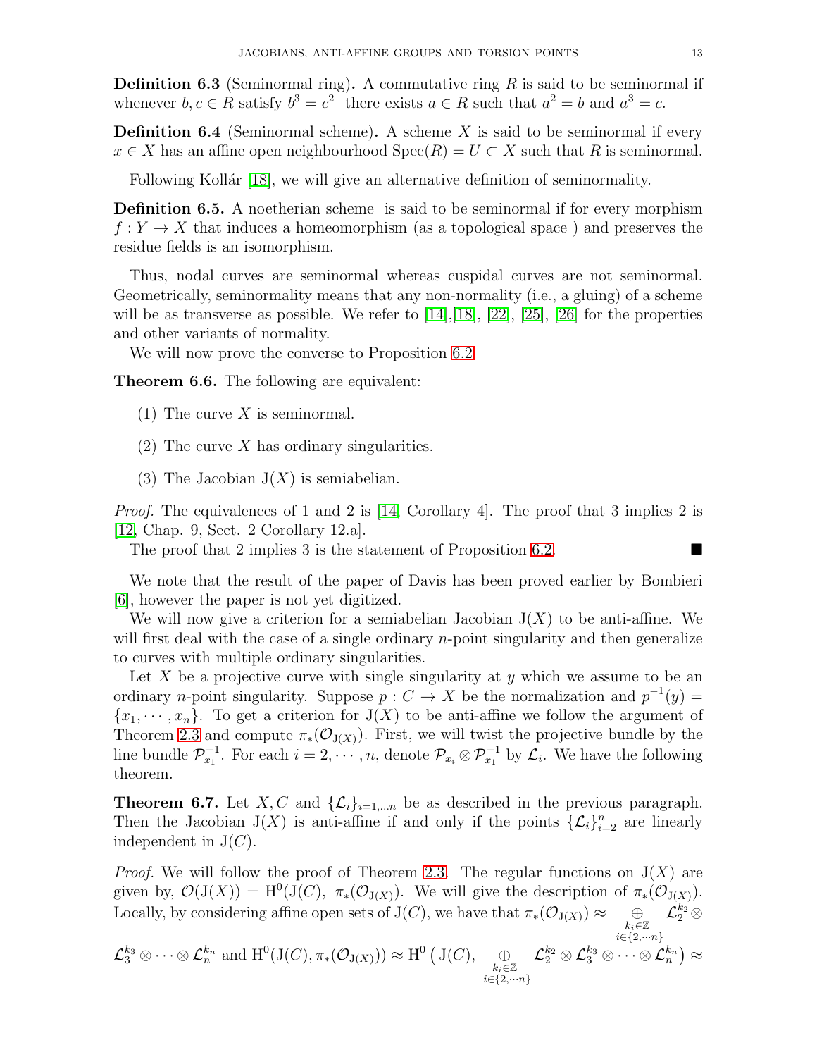**Definition 6.3** (Seminormal ring)**.** A commutative ring $R$ is said to be seminormal if whenever $b, c \in R$ satisfy $b^3 = c^2$ there exists $a \in R$ such that $a^2 = b$ and $a^3 = c$.

**Definition 6.4** (Seminormal scheme)**.** A scheme $X$ is said to be seminormal if every $x \in X$ has an affine open neighbourhood $\mathrm{Spec}(R) = U \subset X$ such that $R$ is seminormal.

Following Kollár [18], we will give an alternative definition of seminormality.

**Definition 6.5.** A noetherian scheme is said to be seminormal if for every morphism $f : Y \to X$ that induces a homeomorphism (as a topological space ) and preserves the residue fields is an isomorphism.

Thus, nodal curves are seminormal whereas cuspidal curves are not seminormal. Geometrically, seminormality means that any non-normality (i.e., a gluing) of a scheme will be as transverse as possible. We refer to [14],[18], [22], [25], [26] for the properties and other variants of normality.

We will now prove the converse to Proposition 6.2.

**Theorem 6.6.** The following are equivalent:

(1) The curve $X$ is seminormal.

(2) The curve $X$ has ordinary singularities.

(3) The Jacobian $\mathrm{J}(X)$ is semiabelian.

*Proof.* The equivalences of 1 and 2 is [14, Corollary 4]. The proof that 3 implies 2 is [12, Chap. 9, Sect. 2 Corollary 12.a].

The proof that 2 implies 3 is the statement of Proposition 6.2. ∎

We note that the result of the paper of Davis has been proved earlier by Bombieri [6], however the paper is not yet digitized.

We will now give a criterion for a semiabelian Jacobian $\mathrm{J}(X)$ to be anti-affine. We will first deal with the case of a single ordinary $n$-point singularity and then generalize to curves with multiple ordinary singularities.

Let $X$ be a projective curve with single singularity at $y$ which we assume to be an ordinary $n$-point singularity. Suppose $p : C \to X$ be the normalization and $p^{-1}(y) = \{x_1, \cdots, x_n\}$. To get a criterion for $\mathrm{J}(X)$ to be anti-affine we follow the argument of Theorem 2.3 and compute $\pi_*(\mathcal{O}_{\mathrm{J}(X)})$. First, we will twist the projective bundle by the line bundle $\mathcal{P}_{x_1}^{-1}$. For each $i = 2, \cdots, n$, denote $\mathcal{P}_{x_i} \otimes \mathcal{P}_{x_1}^{-1}$ by $\mathcal{L}_i$. We have the following theorem.

**Theorem 6.7.** Let $X, C$ and $\{\mathcal{L}_i\}_{i=1,\ldots n}$ be as described in the previous paragraph. Then the Jacobian $\mathrm{J}(X)$ is anti-affine if and only if the points $\{\mathcal{L}_i\}_{i=2}^n$ are linearly independent in $\mathrm{J}(C)$.

*Proof.* We will follow the proof of Theorem 2.3. The regular functions on $\mathrm{J}(X)$ are given by, $\mathcal{O}(\mathrm{J}(X)) = \mathrm{H}^0(\mathrm{J}(C),\ \pi_*(\mathcal{O}_{\mathrm{J}(X)})$. We will give the description of $\pi_*(\mathcal{O}_{\mathrm{J}(X)})$. Locally, by considering affine open sets of $\mathrm{J}(C)$, we have that $\pi_*(\mathcal{O}_{\mathrm{J}(X)}) \approx \underset{\substack{k_i \in \mathbb{Z} \\ i \in \{2,\cdots n\}}}{\oplus} \mathcal{L}_2^{k_2} \otimes \mathcal{L}_3^{k_3} \otimes \cdots \otimes \mathcal{L}_n^{k_n}$ and $\mathrm{H}^0(\mathrm{J}(C), \pi_*(\mathcal{O}_{\mathrm{J}(X)})) \approx \mathrm{H}^0\big(\mathrm{J}(C), \underset{\substack{k_i \in \mathbb{Z} \\ i \in \{2,\cdots n\}}}{\oplus} \mathcal{L}_2^{k_2} \otimes \mathcal{L}_3^{k_3} \otimes \cdots \otimes \mathcal{L}_n^{k_n}\big) \approx$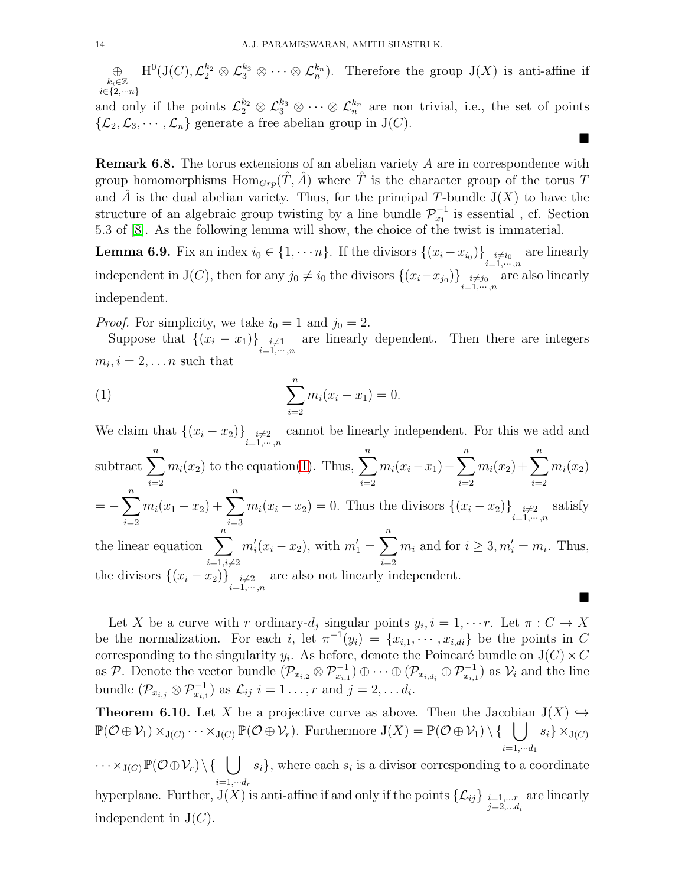$\bigoplus_{\substack{k_i \in \mathbb{Z} \\ i\in\{2,\cdots n\}}} \mathrm{H}^0(\mathrm{J}(C), \mathcal{L}_2^{k_2} \otimes \mathcal{L}_3^{k_3} \otimes \cdots \otimes \mathcal{L}_n^{k_n})$. Therefore the group $\mathrm{J}(X)$ is anti-affine if and only if the points $\mathcal{L}_2^{k_2} \otimes \mathcal{L}_3^{k_3} \otimes \cdots \otimes \mathcal{L}_n^{k_n}$ are non trivial, i.e., the set of points $\{\mathcal{L}_2, \mathcal{L}_3, \cdots, \mathcal{L}_n\}$ generate a free abelian group in $\mathrm{J}(C)$.

∎

**Remark 6.8.** The torus extensions of an abelian variety $A$ are in correspondence with group homomorphisms $\mathrm{Hom}_{Grp}(\hat{T}, \hat{A})$ where $\hat{T}$ is the character group of the torus $T$ and $\hat{A}$ is the dual abelian variety. Thus, for the principal $T$-bundle $\mathrm{J}(X)$ to have the structure of an algebraic group twisting by a line bundle $\mathcal{P}_{x_1}^{-1}$ is essential , cf. Section 5.3 of [8]. As the following lemma will show, the choice of the twist is immaterial.

**Lemma 6.9.** Fix an index $i_0 \in \{1, \cdots n\}$. If the divisors $\{(x_i - x_{i_0})\}_{\substack{i\neq i_0 \\ i=1,\cdots,n}}$ are linearly independent in $\mathrm{J}(C)$, then for any $j_0 \neq i_0$ the divisors $\{(x_i - x_{j_0})\}_{\substack{i\neq j_0 \\ i=1,\cdots,n}}$ are also linearly independent.

*Proof.* For simplicity, we take $i_0 = 1$ and $j_0 = 2$.

Suppose that $\{(x_i - x_1)\}_{\substack{i\neq 1 \\ i=1,\cdots,n}}$ are linearly dependent. Then there are integers $m_i, i = 2, \ldots n$ such that

$$\sum_{i=2}^{n} m_i(x_i - x_1) = 0. \tag{1}$$

We claim that $\{(x_i - x_2)\}_{\substack{i\neq 2 \\ i=1,\cdots,n}}$ cannot be linearly independent. For this we add and subtract $\sum_{i=2}^{n} m_i(x_2)$ to the equation(1). Thus, $\sum_{i=2}^{n} m_i(x_i - x_1) - \sum_{i=2}^{n} m_i(x_2) + \sum_{i=2}^{n} m_i(x_2)$ $= -\sum_{i=2}^{n} m_i(x_1 - x_2) + \sum_{i=3}^{n} m_i(x_i - x_2) = 0$. Thus the divisors $\{(x_i - x_2)\}_{\substack{i\neq 2 \\ i=1,\cdots,n}}$ satisfy the linear equation $\sum_{i=1, i\neq 2}^{n} m'_i(x_i - x_2)$, with $m'_1 = \sum_{i=2}^{n} m_i$ and for $i \geq 3, m'_i = m_i$. Thus, the divisors $\{(x_i - x_2)\}_{\substack{i\neq 2 \\ i=1,\cdots,n}}$ are also not linearly independent.

∎

Let $X$ be a curve with $r$ ordinary-$d_j$ singular points $y_i, i = 1, \cdots r$. Let $\pi : C \to X$ be the normalization. For each $i$, let $\pi^{-1}(y_i) = \{x_{i,1}, \cdots, x_{i,di}\}$ be the points in $C$ corresponding to the singularity $y_i$. As before, denote the Poincaré bundle on $\mathrm{J}(C) \times C$ as $\mathcal{P}$. Denote the vector bundle $(\mathcal{P}_{x_{i,2}} \otimes \mathcal{P}_{x_{i,1}}^{-1}) \oplus \cdots \oplus (\mathcal{P}_{x_{i,d_i}} \oplus \mathcal{P}_{x_{i,1}}^{-1})$ as $\mathcal{V}_i$ and the line bundle $(\mathcal{P}_{x_{i,j}} \otimes \mathcal{P}_{x_{i,1}}^{-1})$ as $\mathcal{L}_{ij}$ $i = 1 \ldots, r$ and $j = 2, \ldots d_i$.

**Theorem 6.10.** Let $X$ be a projective curve as above. Then the Jacobian $\mathrm{J}(X) \hookrightarrow \mathbb{P}(\mathcal{O} \oplus \mathcal{V}_1) \times_{\mathrm{J}(C)} \cdots \times_{\mathrm{J}(C)} \mathbb{P}(\mathcal{O} \oplus \mathcal{V}_r)$. Furthermore $\mathrm{J}(X) = \mathbb{P}(\mathcal{O} \oplus \mathcal{V}_1) \setminus \{\bigcup_{i=1,\cdots d_1} s_i\} \times_{\mathrm{J}(C)} \cdots \times_{\mathrm{J}(C)} \mathbb{P}(\mathcal{O} \oplus \mathcal{V}_r) \setminus \{\bigcup_{i=1,\cdots d_r} s_i\}$, where each $s_i$ is a divisor corresponding to a coordinate hyperplane. Further, $\mathrm{J}(X)$ is anti-affine if and only if the points $\{\mathcal{L}_{ij}\}_{\substack{i=1,\ldots r \\ j=2,\ldots d_i}}$ are linearly independent in $\mathrm{J}(C)$.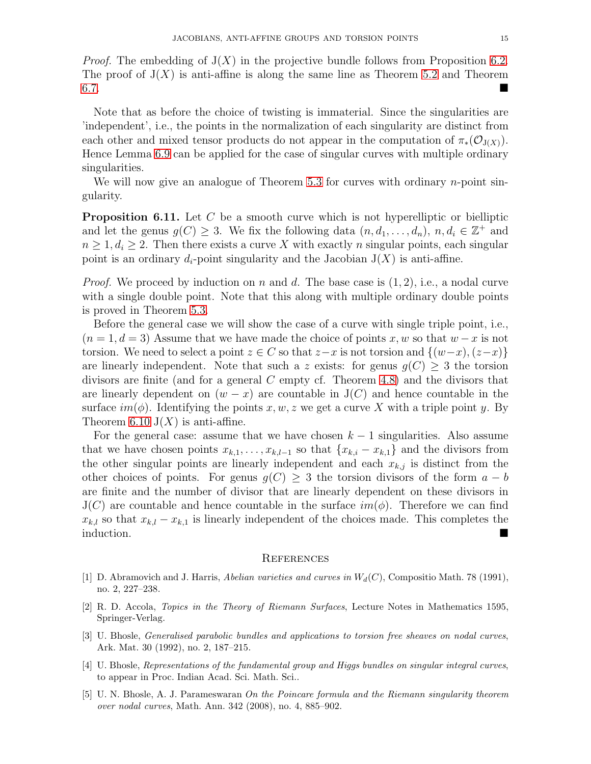*Proof.* The embedding of $\mathrm{J}(X)$ in the projective bundle follows from Proposition 6.2. The proof of $\mathrm{J}(X)$ is anti-affine is along the same line as Theorem 5.2 and Theorem 6.7. ∎

Note that as before the choice of twisting is immaterial. Since the singularities are 'independent', i.e., the points in the normalization of each singularity are distinct from each other and mixed tensor products do not appear in the computation of $\pi_*(\mathcal{O}_{\mathrm{J}(X)})$. Hence Lemma 6.9 can be applied for the case of singular curves with multiple ordinary singularities.

We will now give an analogue of Theorem 5.3 for curves with ordinary $n$-point singularity.

**Proposition 6.11.** Let $C$ be a smooth curve which is not hyperelliptic or bielliptic and let the genus $g(C) \geq 3$. We fix the following data $(n, d_1, \ldots, d_n)$, $n, d_i \in \mathbb{Z}^+$ and $n \geq 1, d_i \geq 2$. Then there exists a curve $X$ with exactly $n$ singular points, each singular point is an ordinary $d_i$-point singularity and the Jacobian $\mathrm{J}(X)$ is anti-affine.

*Proof.* We proceed by induction on $n$ and $d$. The base case is $(1, 2)$, i.e., a nodal curve with a single double point. Note that this along with multiple ordinary double points is proved in Theorem 5.3.

Before the general case we will show the case of a curve with single triple point, i.e., $(n = 1, d = 3)$ Assume that we have made the choice of points $x, w$ so that $w - x$ is not torsion. We need to select a point $z \in C$ so that $z - x$ is not torsion and $\{(w - x), (z - x)\}$ are linearly independent. Note that such a $z$ exists: for genus $g(C) \geq 3$ the torsion divisors are finite (and for a general $C$ empty cf. Theorem 4.8) and the divisors that are linearly dependent on $(w - x)$ are countable in $\mathrm{J}(C)$ and hence countable in the surface $im(\phi)$. Identifying the points $x, w, z$ we get a curve $X$ with a triple point $y$. By Theorem 6.10 $\mathrm{J}(X)$ is anti-affine.

For the general case: assume that we have chosen $k - 1$ singularities. Also assume that we have chosen points $x_{k,1}, \ldots, x_{k,l-1}$ so that $\{x_{k,i} - x_{k,1}\}$ and the divisors from the other singular points are linearly independent and each $x_{k,j}$ is distinct from the other choices of points. For genus $g(C) \geq 3$ the torsion divisors of the form $a - b$ are finite and the number of divisor that are linearly dependent on these divisors in $\mathrm{J}(C)$ are countable and hence countable in the surface $im(\phi)$. Therefore we can find $x_{k,l}$ so that $x_{k,l} - x_{k,1}$ is linearly independent of the choices made. This completes the induction. ∎

## References

[1] D. Abramovich and J. Harris, *Abelian varieties and curves in $W_d(C)$*, Compositio Math. 78 (1991), no. 2, 227–238.

[2] R. D. Accola, *Topics in the Theory of Riemann Surfaces*, Lecture Notes in Mathematics 1595, Springer-Verlag.

[3] U. Bhosle, *Generalised parabolic bundles and applications to torsion free sheaves on nodal curves*, Ark. Mat. 30 (1992), no. 2, 187–215.

[4] U. Bhosle, *Representations of the fundamental group and Higgs bundles on singular integral curves*, to appear in Proc. Indian Acad. Sci. Math. Sci..

[5] U. N. Bhosle, A. J. Parameswaran *On the Poincare formula and the Riemann singularity theorem over nodal curves*, Math. Ann. 342 (2008), no. 4, 885–902.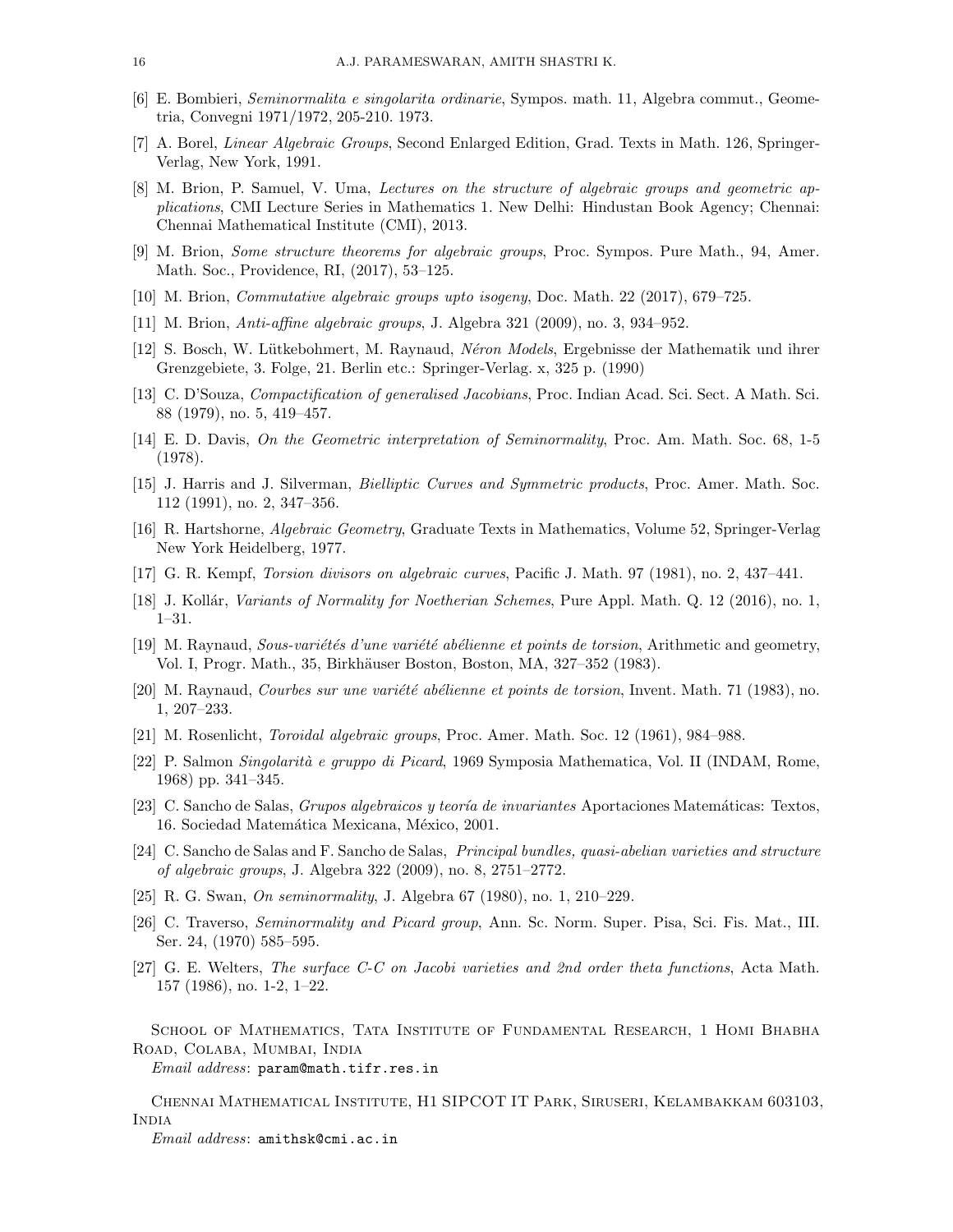[6] E. Bombieri, *Seminormalita e singolarita ordinarie*, Sympos. math. 11, Algebra commut., Geometria, Convegni 1971/1972, 205-210. 1973.

[7] A. Borel, *Linear Algebraic Groups*, Second Enlarged Edition, Grad. Texts in Math. 126, Springer-Verlag, New York, 1991.

[8] M. Brion, P. Samuel, V. Uma, *Lectures on the structure of algebraic groups and geometric applications*, CMI Lecture Series in Mathematics 1. New Delhi: Hindustan Book Agency; Chennai: Chennai Mathematical Institute (CMI), 2013.

[9] M. Brion, *Some structure theorems for algebraic groups*, Proc. Sympos. Pure Math., 94, Amer. Math. Soc., Providence, RI, (2017), 53–125.

[10] M. Brion, *Commutative algebraic groups upto isogeny*, Doc. Math. 22 (2017), 679–725.

[11] M. Brion, *Anti-affine algebraic groups*, J. Algebra 321 (2009), no. 3, 934–952.

[12] S. Bosch, W. Lütkebohmert, M. Raynaud, *Néron Models*, Ergebnisse der Mathematik und ihrer Grenzgebiete, 3. Folge, 21. Berlin etc.: Springer-Verlag. x, 325 p. (1990)

[13] C. D'Souza, *Compactification of generalised Jacobians*, Proc. Indian Acad. Sci. Sect. A Math. Sci. 88 (1979), no. 5, 419–457.

[14] E. D. Davis, *On the Geometric interpretation of Seminormality*, Proc. Am. Math. Soc. 68, 1-5 (1978).

[15] J. Harris and J. Silverman, *Bielliptic Curves and Symmetric products*, Proc. Amer. Math. Soc. 112 (1991), no. 2, 347–356.

[16] R. Hartshorne, *Algebraic Geometry*, Graduate Texts in Mathematics, Volume 52, Springer-Verlag New York Heidelberg, 1977.

[17] G. R. Kempf, *Torsion divisors on algebraic curves*, Pacific J. Math. 97 (1981), no. 2, 437–441.

[18] J. Kollár, *Variants of Normality for Noetherian Schemes*, Pure Appl. Math. Q. 12 (2016), no. 1, 1–31.

[19] M. Raynaud, *Sous-variétés d'une variété abélienne et points de torsion*, Arithmetic and geometry, Vol. I, Progr. Math., 35, Birkhäuser Boston, Boston, MA, 327–352 (1983).

[20] M. Raynaud, *Courbes sur une variété abélienne et points de torsion*, Invent. Math. 71 (1983), no. 1, 207–233.

[21] M. Rosenlicht, *Toroidal algebraic groups*, Proc. Amer. Math. Soc. 12 (1961), 984–988.

[22] P. Salmon *Singolarità e gruppo di Picard*, 1969 Symposia Mathematica, Vol. II (INDAM, Rome, 1968) pp. 341–345.

[23] C. Sancho de Salas, *Grupos algebraicos y teoría de invariantes* Aportaciones Matemáticas: Textos, 16. Sociedad Matemática Mexicana, México, 2001.

[24] C. Sancho de Salas and F. Sancho de Salas, *Principal bundles, quasi-abelian varieties and structure of algebraic groups*, J. Algebra 322 (2009), no. 8, 2751–2772.

[25] R. G. Swan, *On seminormality*, J. Algebra 67 (1980), no. 1, 210–229.

[26] C. Traverso, *Seminormality and Picard group*, Ann. Sc. Norm. Super. Pisa, Sci. Fis. Mat., III. Ser. 24, (1970) 585–595.

[27] G. E. Welters, *The surface C-C on Jacobi varieties and 2nd order theta functions*, Acta Math. 157 (1986), no. 1-2, 1–22.

School of Mathematics, Tata Institute of Fundamental Research, 1 Homi Bhabha Road, Colaba, Mumbai, India

*Email address*: `param@math.tifr.res.in`

Chennai Mathematical Institute, H1 SIPCOT IT Park, Siruseri, Kelambakkam 603103, India

*Email address*: `amithsk@cmi.ac.in`